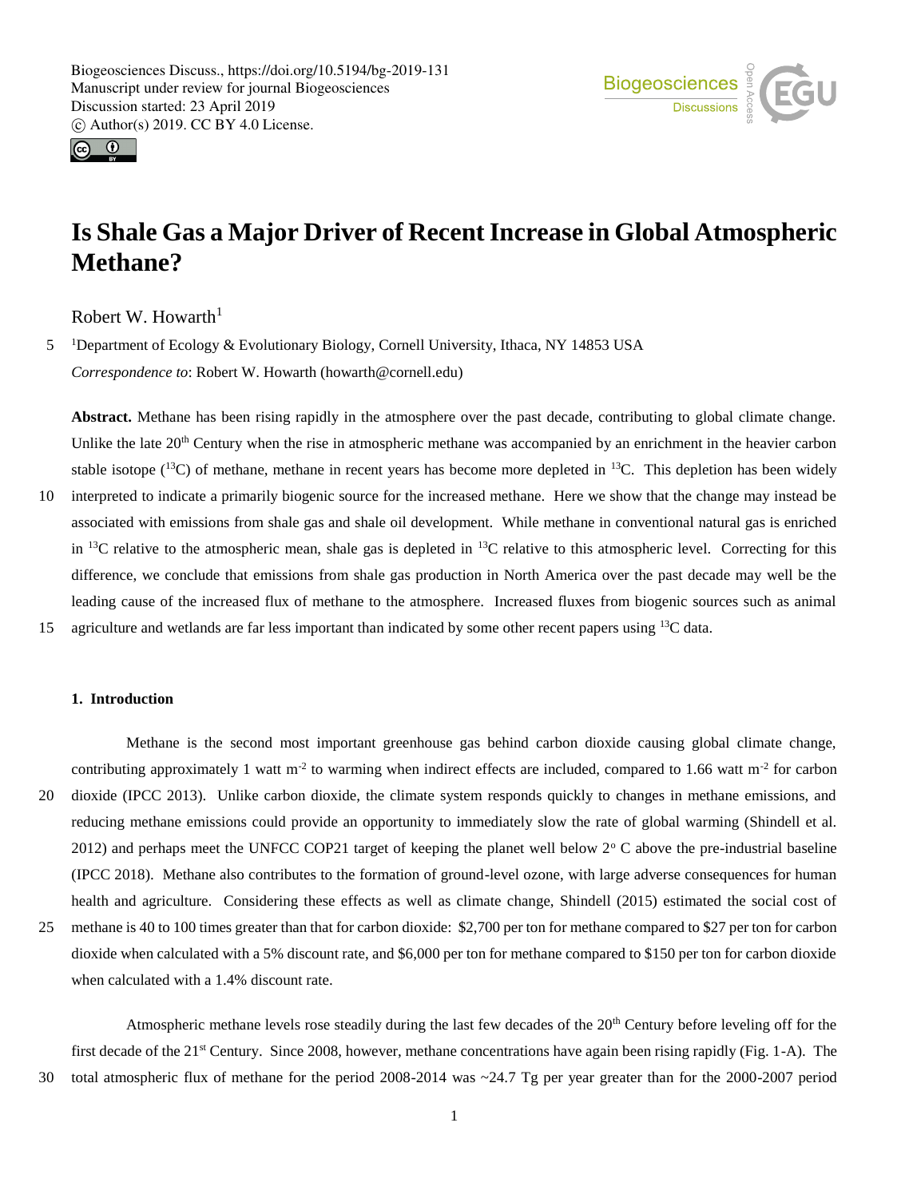# Is Shale Gas a Major Driver of Recent Increase in Global Atmospheric Methane?

Robert W. Howarth[1]

[1]Department of Ecology & Evolutionary Biology, Cornell University, Ithaca, NY 14853 USA

*Correspondence to*: Robert W. Howarth (howarth@cornell.edu)

**Abstract.** Methane has been rising rapidly in the atmosphere over the past decade, contributing to global climate change. Unlike the late 20th Century when the rise in atmospheric methane was accompanied by an enrichment in the heavier carbon stable isotope ($^{13}C$) of methane, methane in recent years has become more depleted in $^{13}C$. This depletion has been widely interpreted to indicate a primarily biogenic source for the increased methane. Here we show that the change may instead be associated with emissions from shale gas and shale oil development. While methane in conventional natural gas is enriched in $^{13}C$ relative to the atmospheric mean, shale gas is depleted in $^{13}C$ relative to this atmospheric level. Correcting for this difference, we conclude that emissions from shale gas production in North America over the past decade may well be the leading cause of the increased flux of methane to the atmosphere. Increased fluxes from biogenic sources such as animal agriculture and wetlands are far less important than indicated by some other recent papers using $^{13}C$ data.

## 1. Introduction

Methane is the second most important greenhouse gas behind carbon dioxide causing global climate change, contributing approximately 1 watt $m^{-2}$ to warming when indirect effects are included, compared to 1.66 watt $m^{-2}$ for carbon dioxide (IPCC 2013). Unlike carbon dioxide, the climate system responds quickly to changes in methane emissions, and reducing methane emissions could provide an opportunity to immediately slow the rate of global warming (Shindell et al. 2012) and perhaps meet the UNFCC COP21 target of keeping the planet well below 2° C above the pre-industrial baseline (IPCC 2018). Methane also contributes to the formation of ground-level ozone, with large adverse consequences for human health and agriculture. Considering these effects as well as climate change, Shindell (2015) estimated the social cost of methane is 40 to 100 times greater than that for carbon dioxide: $2,700 per ton for methane compared to $27 per ton for carbon dioxide when calculated with a 5% discount rate, and $6,000 per ton for methane compared to $150 per ton for carbon dioxide when calculated with a 1.4% discount rate.

Atmospheric methane levels rose steadily during the last few decades of the 20th Century before leveling off for the first decade of the 21st Century. Since 2008, however, methane concentrations have again been rising rapidly (Fig. 1-A). The total atmospheric flux of methane for the period 2008-2014 was ~24.7 Tg per year greater than for the 2000-2007 period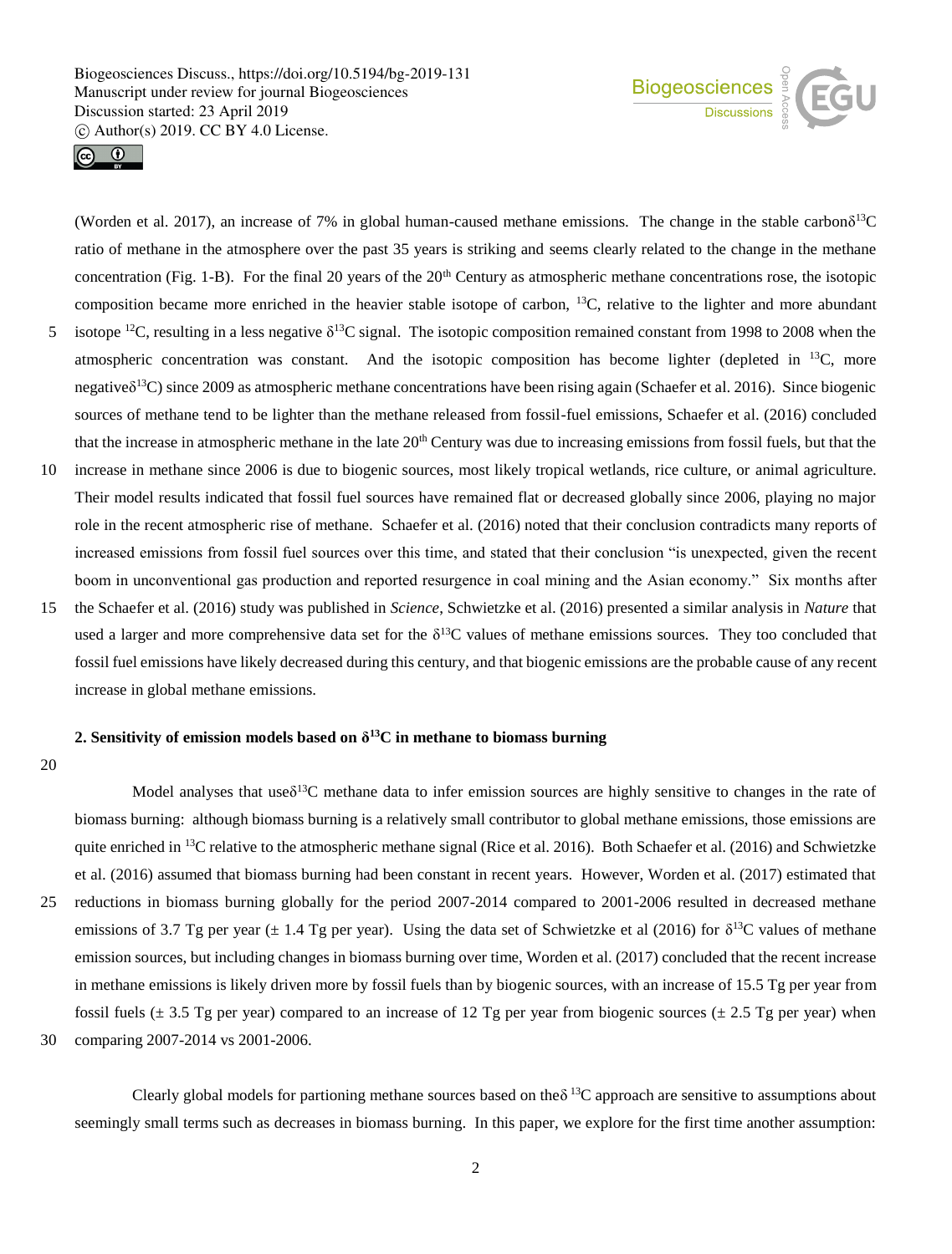(Worden et al. 2017), an increase of 7% in global human-caused methane emissions. The change in the stable carbon $\delta^{13}C$ ratio of methane in the atmosphere over the past 35 years is striking and seems clearly related to the change in the methane concentration (Fig. 1-B). For the final 20 years of the 20th Century as atmospheric methane concentrations rose, the isotopic composition became more enriched in the heavier stable isotope of carbon, $^{13}C$, relative to the lighter and more abundant isotope $^{12}C$, resulting in a less negative $\delta^{13}C$ signal. The isotopic composition remained constant from 1998 to 2008 when the atmospheric concentration was constant. And the isotopic composition has become lighter (depleted in $^{13}C$, more negative $\delta^{13}C$) since 2009 as atmospheric methane concentrations have been rising again (Schaefer et al. 2016). Since biogenic sources of methane tend to be lighter than the methane released from fossil-fuel emissions, Schaefer et al. (2016) concluded that the increase in atmospheric methane in the late 20th Century was due to increasing emissions from fossil fuels, but that the increase in methane since 2006 is due to biogenic sources, most likely tropical wetlands, rice culture, or animal agriculture. Their model results indicated that fossil fuel sources have remained flat or decreased globally since 2006, playing no major role in the recent atmospheric rise of methane. Schaefer et al. (2016) noted that their conclusion contradicts many reports of increased emissions from fossil fuel sources over this time, and stated that their conclusion "is unexpected, given the recent boom in unconventional gas production and reported resurgence in coal mining and the Asian economy." Six months after the Schaefer et al. (2016) study was published in *Science*, Schwietzke et al. (2016) presented a similar analysis in *Nature* that used a larger and more comprehensive data set for the $\delta^{13}C$ values of methane emissions sources. They too concluded that fossil fuel emissions have likely decreased during this century, and that biogenic emissions are the probable cause of any recent increase in global methane emissions.

## 2. Sensitivity of emission models based on $\delta^{13}C$ in methane to biomass burning

Model analyses that use $\delta^{13}C$ methane data to infer emission sources are highly sensitive to changes in the rate of biomass burning: although biomass burning is a relatively small contributor to global methane emissions, those emissions are quite enriched in $^{13}C$ relative to the atmospheric methane signal (Rice et al. 2016). Both Schaefer et al. (2016) and Schwietzke et al. (2016) assumed that biomass burning had been constant in recent years. However, Worden et al. (2017) estimated that reductions in biomass burning globally for the period 2007-2014 compared to 2001-2006 resulted in decreased methane emissions of 3.7 Tg per year (± 1.4 Tg per year). Using the data set of Schwietzke et al (2016) for $\delta^{13}C$ values of methane emission sources, but including changes in biomass burning over time, Worden et al. (2017) concluded that the recent increase in methane emissions is likely driven more by fossil fuels than by biogenic sources, with an increase of 15.5 Tg per year from fossil fuels (± 3.5 Tg per year) compared to an increase of 12 Tg per year from biogenic sources (± 2.5 Tg per year) when comparing 2007-2014 vs 2001-2006.

Clearly global models for partioning methane sources based on the $\delta^{13}C$ approach are sensitive to assumptions about seemingly small terms such as decreases in biomass burning. In this paper, we explore for the first time another assumption: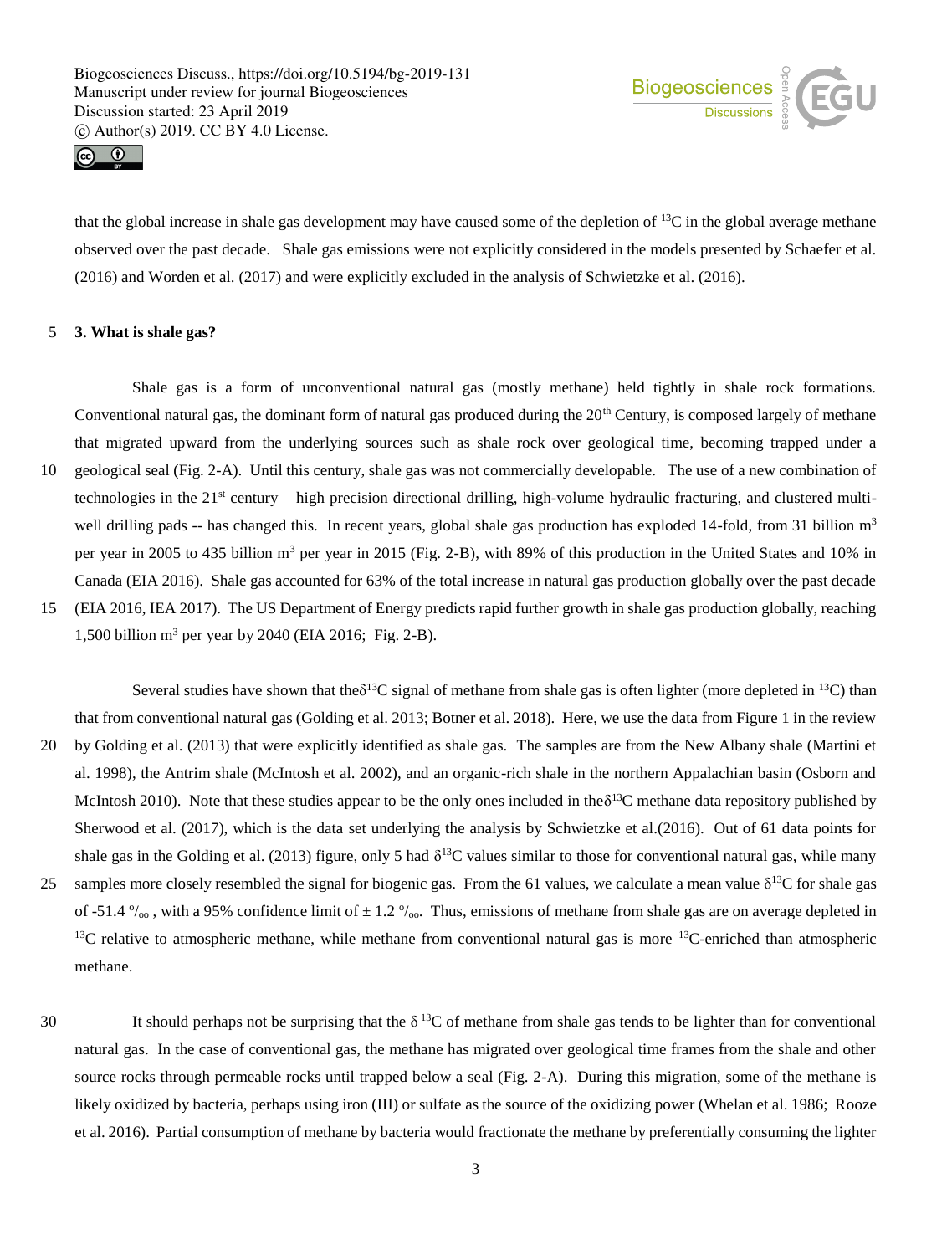that the global increase in shale gas development may have caused some of the depletion of $^{13}C$ in the global average methane observed over the past decade. Shale gas emissions were not explicitly considered in the models presented by Schaefer et al. (2016) and Worden et al. (2017) and were explicitly excluded in the analysis of Schwietzke et al. (2016).

## 3. What is shale gas?

Shale gas is a form of unconventional natural gas (mostly methane) held tightly in shale rock formations. Conventional natural gas, the dominant form of natural gas produced during the 20th Century, is composed largely of methane that migrated upward from the underlying sources such as shale rock over geological time, becoming trapped under a geological seal (Fig. 2-A). Until this century, shale gas was not commercially developable. The use of a new combination of technologies in the 21st century – high precision directional drilling, high-volume hydraulic fracturing, and clustered multi-well drilling pads -- has changed this. In recent years, global shale gas production has exploded 14-fold, from 31 billion $m^3$ per year in 2005 to 435 billion $m^3$ per year in 2015 (Fig. 2-B), with 89% of this production in the United States and 10% in Canada (EIA 2016). Shale gas accounted for 63% of the total increase in natural gas production globally over the past decade (EIA 2016, IEA 2017). The US Department of Energy predicts rapid further growth in shale gas production globally, reaching 1,500 billion $m^3$ per year by 2040 (EIA 2016; Fig. 2-B).

Several studies have shown that the $\delta^{13}C$ signal of methane from shale gas is often lighter (more depleted in $^{13}C$) than that from conventional natural gas (Golding et al. 2013; Botner et al. 2018). Here, we use the data from Figure 1 in the review by Golding et al. (2013) that were explicitly identified as shale gas. The samples are from the New Albany shale (Martini et al. 1998), the Antrim shale (McIntosh et al. 2002), and an organic-rich shale in the northern Appalachian basin (Osborn and McIntosh 2010). Note that these studies appear to be the only ones included in the $\delta^{13}C$ methane data repository published by Sherwood et al. (2017), which is the data set underlying the analysis by Schwietzke et al.(2016). Out of 61 data points for shale gas in the Golding et al. (2013) figure, only 5 had $\delta^{13}C$ values similar to those for conventional natural gas, while many samples more closely resembled the signal for biogenic gas. From the 61 values, we calculate a mean value $\delta^{13}C$ for shale gas of -51.4 ‰, with a 95% confidence limit of ± 1.2 ‰. Thus, emissions of methane from shale gas are on average depleted in $^{13}C$ relative to atmospheric methane, while methane from conventional natural gas is more $^{13}C$-enriched than atmospheric methane.

It should perhaps not be surprising that the $\delta^{13}C$ of methane from shale gas tends to be lighter than for conventional natural gas. In the case of conventional gas, the methane has migrated over geological time frames from the shale and other source rocks through permeable rocks until trapped below a seal (Fig. 2-A). During this migration, some of the methane is likely oxidized by bacteria, perhaps using iron (III) or sulfate as the source of the oxidizing power (Whelan et al. 1986; Rooze et al. 2016). Partial consumption of methane by bacteria would fractionate the methane by preferentially consuming the lighter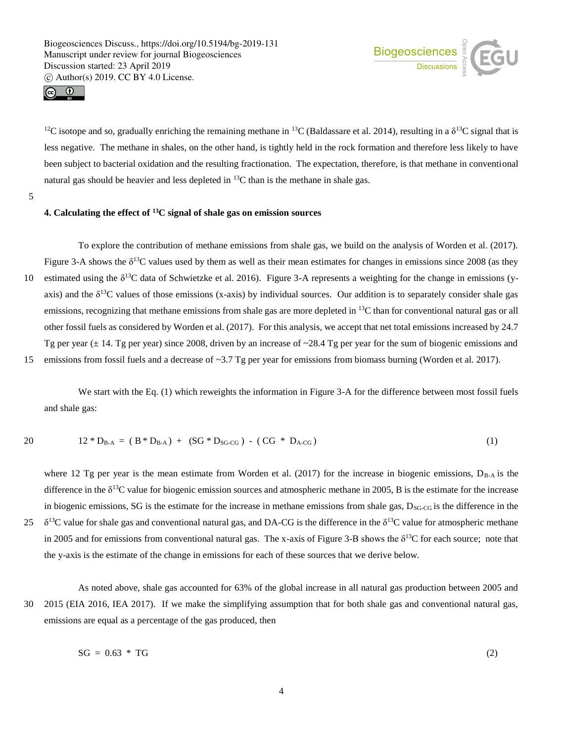$^{12}C$ isotope and so, gradually enriching the remaining methane in $^{13}C$ (Baldassare et al. 2014), resulting in a $\delta^{13}C$ signal that is less negative. The methane in shales, on the other hand, is tightly held in the rock formation and therefore less likely to have been subject to bacterial oxidation and the resulting fractionation. The expectation, therefore, is that methane in conventional natural gas should be heavier and less depleted in $^{13}C$ than is the methane in shale gas.

## 4. Calculating the effect of $^{13}C$ signal of shale gas on emission sources

To explore the contribution of methane emissions from shale gas, we build on the analysis of Worden et al. (2017). Figure 3-A shows the $\delta^{13}C$ values used by them as well as their mean estimates for changes in emissions since 2008 (as they estimated using the $\delta^{13}C$ data of Schwietzke et al. 2016). Figure 3-A represents a weighting for the change in emissions (y-axis) and the $\delta^{13}C$ values of those emissions (x-axis) by individual sources. Our addition is to separately consider shale gas emissions, recognizing that methane emissions from shale gas are more depleted in $^{13}C$ than for conventional natural gas or all other fossil fuels as considered by Worden et al. (2017). For this analysis, we accept that net total emissions increased by 24.7 Tg per year (± 14. Tg per year) since 2008, driven by an increase of ~28.4 Tg per year for the sum of biogenic emissions and emissions from fossil fuels and a decrease of ~3.7 Tg per year for emissions from biomass burning (Worden et al. 2017).

We start with the Eq. (1) which reweights the information in Figure 3-A for the difference between most fossil fuels and shale gas:

$$12 * D_{B-A} = ( B * D_{B-A} ) + ( SG * D_{SG-CG} ) - ( CG * D_{A-CG} ) \qquad (1)$$

where 12 Tg per year is the mean estimate from Worden et al. (2017) for the increase in biogenic emissions, $D_{B-A}$ is the difference in the $\delta^{13}C$ value for biogenic emission sources and atmospheric methane in 2005, B is the estimate for the increase in biogenic emissions, SG is the estimate for the increase in methane emissions from shale gas, $D_{SG-CG}$ is the difference in the $\delta^{13}C$ value for shale gas and conventional natural gas, and DA-CG is the difference in the $\delta^{13}C$ value for atmospheric methane in 2005 and for emissions from conventional natural gas. The x-axis of Figure 3-B shows the $\delta^{13}C$ for each source; note that the y-axis is the estimate of the change in emissions for each of these sources that we derive below.

As noted above, shale gas accounted for 63% of the global increase in all natural gas production between 2005 and 2015 (EIA 2016, IEA 2017). If we make the simplifying assumption that for both shale gas and conventional natural gas, emissions are equal as a percentage of the gas produced, then

$$SG = 0.63 * TG \qquad (2)$$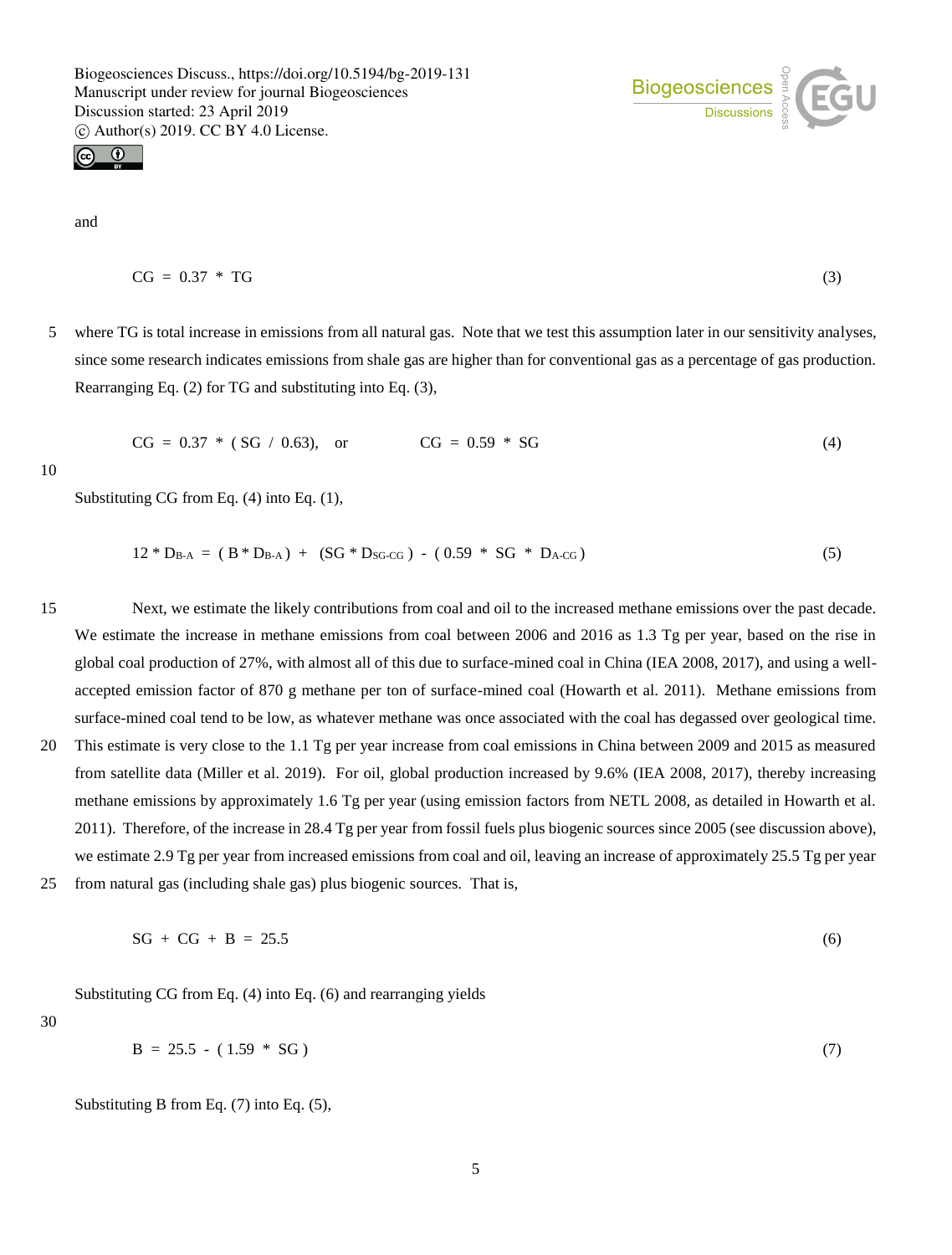and

$$CG = 0.37 * TG \tag{3}$$

where TG is total increase in emissions from all natural gas. Note that we test this assumption later in our sensitivity analyses, since some research indicates emissions from shale gas are higher than for conventional gas as a percentage of gas production. Rearranging Eq. (2) for TG and substituting into Eq. (3),

$$CG = 0.37 * (SG / 0.63), \quad \text{or} \qquad CG = 0.59 * SG \tag{4}$$

Substituting CG from Eq. (4) into Eq. (1),

$$12 * D_{B\text{-}A} = (B * D_{B\text{-}A}) + (SG * D_{SG\text{-}CG}) - (0.59 * SG * D_{A\text{-}CG}) \tag{5}$$

Next, we estimate the likely contributions from coal and oil to the increased methane emissions over the past decade. We estimate the increase in methane emissions from coal between 2006 and 2016 as 1.3 Tg per year, based on the rise in global coal production of 27%, with almost all of this due to surface-mined coal in China (IEA 2008, 2017), and using a well-accepted emission factor of 870 g methane per ton of surface-mined coal (Howarth et al. 2011). Methane emissions from surface-mined coal tend to be low, as whatever methane was once associated with the coal has degassed over geological time. This estimate is very close to the 1.1 Tg per year increase from coal emissions in China between 2009 and 2015 as measured from satellite data (Miller et al. 2019). For oil, global production increased by 9.6% (IEA 2008, 2017), thereby increasing methane emissions by approximately 1.6 Tg per year (using emission factors from NETL 2008, as detailed in Howarth et al. 2011). Therefore, of the increase in 28.4 Tg per year from fossil fuels plus biogenic sources since 2005 (see discussion above), we estimate 2.9 Tg per year from increased emissions from coal and oil, leaving an increase of approximately 25.5 Tg per year from natural gas (including shale gas) plus biogenic sources. That is,

$$SG + CG + B = 25.5 \tag{6}$$

Substituting CG from Eq. (4) into Eq. (6) and rearranging yields

$$B = 25.5 - (1.59 * SG) \tag{7}$$

Substituting B from Eq. (7) into Eq. (5),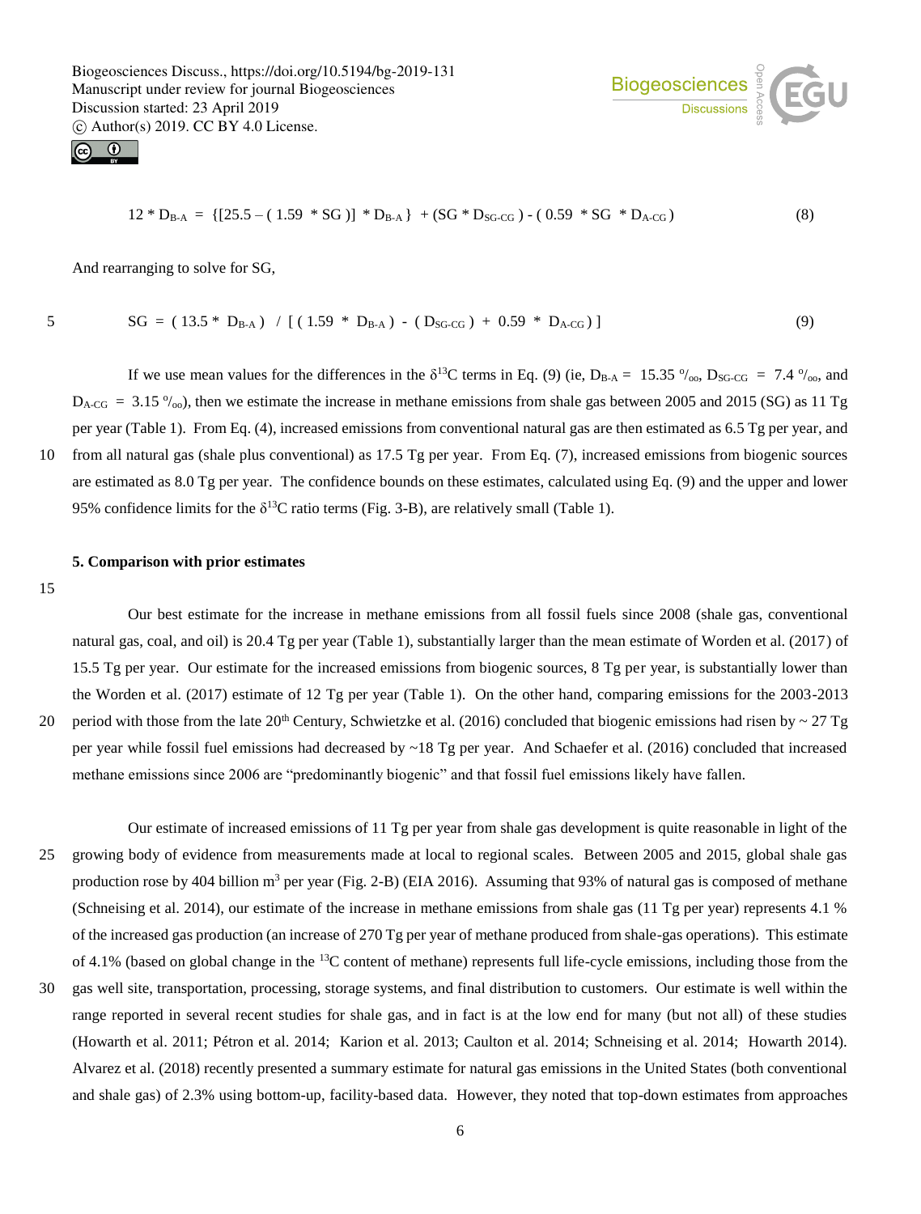$$12 * D_{B\text{-}A} = \{[25.5 - (1.59 * SG)] * D_{B\text{-}A}\} + (SG * D_{SG\text{-}CG}) - (0.59 * SG * D_{A\text{-}CG}) \tag{8}$$

And rearranging to solve for SG,

$$SG = (13.5 * D_{B\text{-}A}) \; / \; [(1.59 * D_{B\text{-}A}) - (D_{SG\text{-}CG}) + 0.59 * D_{A\text{-}CG})] \tag{9}$$

If we use mean values for the differences in the $\delta^{13}C$ terms in Eq. (9) (ie, $D_{B\text{-}A}$ = 15.35 ‰, $D_{SG\text{-}CG}$ = 7.4 ‰, and $D_{A\text{-}CG}$ = 3.15 ‰), then we estimate the increase in methane emissions from shale gas between 2005 and 2015 (SG) as 11 Tg per year (Table 1). From Eq. (4), increased emissions from conventional natural gas are then estimated as 6.5 Tg per year, and from all natural gas (shale plus conventional) as 17.5 Tg per year. From Eq. (7), increased emissions from biogenic sources are estimated as 8.0 Tg per year. The confidence bounds on these estimates, calculated using Eq. (9) and the upper and lower 95% confidence limits for the $\delta^{13}C$ ratio terms (Fig. 3-B), are relatively small (Table 1).

## 5. Comparison with prior estimates

Our best estimate for the increase in methane emissions from all fossil fuels since 2008 (shale gas, conventional natural gas, coal, and oil) is 20.4 Tg per year (Table 1), substantially larger than the mean estimate of Worden et al. (2017) of 15.5 Tg per year. Our estimate for the increased emissions from biogenic sources, 8 Tg per year, is substantially lower than the Worden et al. (2017) estimate of 12 Tg per year (Table 1). On the other hand, comparing emissions for the 2003-2013 period with those from the late 20th Century, Schwietzke et al. (2016) concluded that biogenic emissions had risen by ~ 27 Tg per year while fossil fuel emissions had decreased by ~18 Tg per year. And Schaefer et al. (2016) concluded that increased methane emissions since 2006 are "predominantly biogenic" and that fossil fuel emissions likely have fallen.

Our estimate of increased emissions of 11 Tg per year from shale gas development is quite reasonable in light of the growing body of evidence from measurements made at local to regional scales. Between 2005 and 2015, global shale gas production rose by 404 billion $m^3$ per year (Fig. 2-B) (EIA 2016). Assuming that 93% of natural gas is composed of methane (Schneising et al. 2014), our estimate of the increase in methane emissions from shale gas (11 Tg per year) represents 4.1 % of the increased gas production (an increase of 270 Tg per year of methane produced from shale-gas operations). This estimate of 4.1% (based on global change in the $^{13}C$ content of methane) represents full life-cycle emissions, including those from the gas well site, transportation, processing, storage systems, and final distribution to customers. Our estimate is well within the range reported in several recent studies for shale gas, and in fact is at the low end for many (but not all) of these studies (Howarth et al. 2011; Pétron et al. 2014; Karion et al. 2013; Caulton et al. 2014; Schneising et al. 2014; Howarth 2014). Alvarez et al. (2018) recently presented a summary estimate for natural gas emissions in the United States (both conventional and shale gas) of 2.3% using bottom-up, facility-based data. However, they noted that top-down estimates from approaches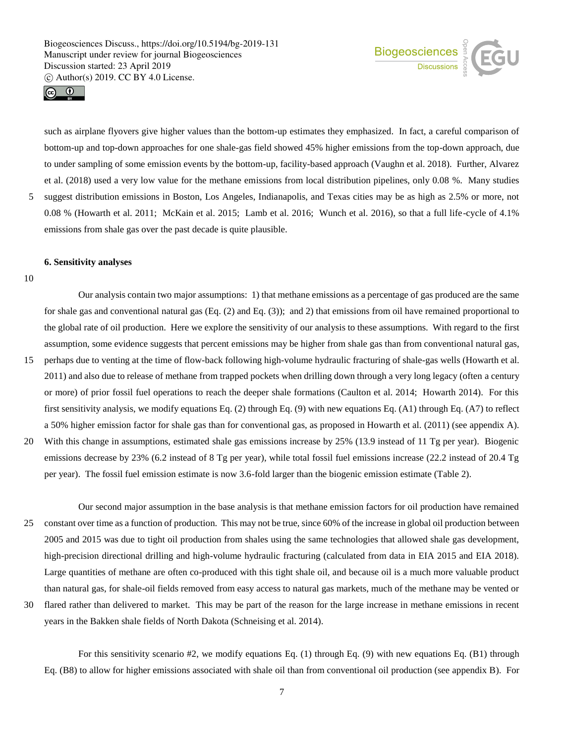such as airplane flyovers give higher values than the bottom-up estimates they emphasized. In fact, a careful comparison of bottom-up and top-down approaches for one shale-gas field showed 45% higher emissions from the top-down approach, due to under sampling of some emission events by the bottom-up, facility-based approach (Vaughn et al. 2018). Further, Alvarez et al. (2018) used a very low value for the methane emissions from local distribution pipelines, only 0.08 %. Many studies suggest distribution emissions in Boston, Los Angeles, Indianapolis, and Texas cities may be as high as 2.5% or more, not 0.08 % (Howarth et al. 2011; McKain et al. 2015; Lamb et al. 2016; Wunch et al. 2016), so that a full life-cycle of 4.1% emissions from shale gas over the past decade is quite plausible.

## 6. Sensitivity analyses

Our analysis contain two major assumptions: 1) that methane emissions as a percentage of gas produced are the same for shale gas and conventional natural gas (Eq. (2) and Eq. (3)); and 2) that emissions from oil have remained proportional to the global rate of oil production. Here we explore the sensitivity of our analysis to these assumptions. With regard to the first assumption, some evidence suggests that percent emissions may be higher from shale gas than from conventional natural gas, perhaps due to venting at the time of flow-back following high-volume hydraulic fracturing of shale-gas wells (Howarth et al. 2011) and also due to release of methane from trapped pockets when drilling down through a very long legacy (often a century or more) of prior fossil fuel operations to reach the deeper shale formations (Caulton et al. 2014; Howarth 2014). For this first sensitivity analysis, we modify equations Eq. (2) through Eq. (9) with new equations Eq. (A1) through Eq. (A7) to reflect a 50% higher emission factor for shale gas than for conventional gas, as proposed in Howarth et al. (2011) (see appendix A). With this change in assumptions, estimated shale gas emissions increase by 25% (13.9 instead of 11 Tg per year). Biogenic emissions decrease by 23% (6.2 instead of 8 Tg per year), while total fossil fuel emissions increase (22.2 instead of 20.4 Tg per year). The fossil fuel emission estimate is now 3.6-fold larger than the biogenic emission estimate (Table 2).

Our second major assumption in the base analysis is that methane emission factors for oil production have remained constant over time as a function of production. This may not be true, since 60% of the increase in global oil production between 2005 and 2015 was due to tight oil production from shales using the same technologies that allowed shale gas development, high-precision directional drilling and high-volume hydraulic fracturing (calculated from data in EIA 2015 and EIA 2018). Large quantities of methane are often co-produced with this tight shale oil, and because oil is a much more valuable product than natural gas, for shale-oil fields removed from easy access to natural gas markets, much of the methane may be vented or flared rather than delivered to market. This may be part of the reason for the large increase in methane emissions in recent years in the Bakken shale fields of North Dakota (Schneising et al. 2014).

For this sensitivity scenario #2, we modify equations Eq. (1) through Eq. (9) with new equations Eq. (B1) through Eq. (B8) to allow for higher emissions associated with shale oil than from conventional oil production (see appendix B). For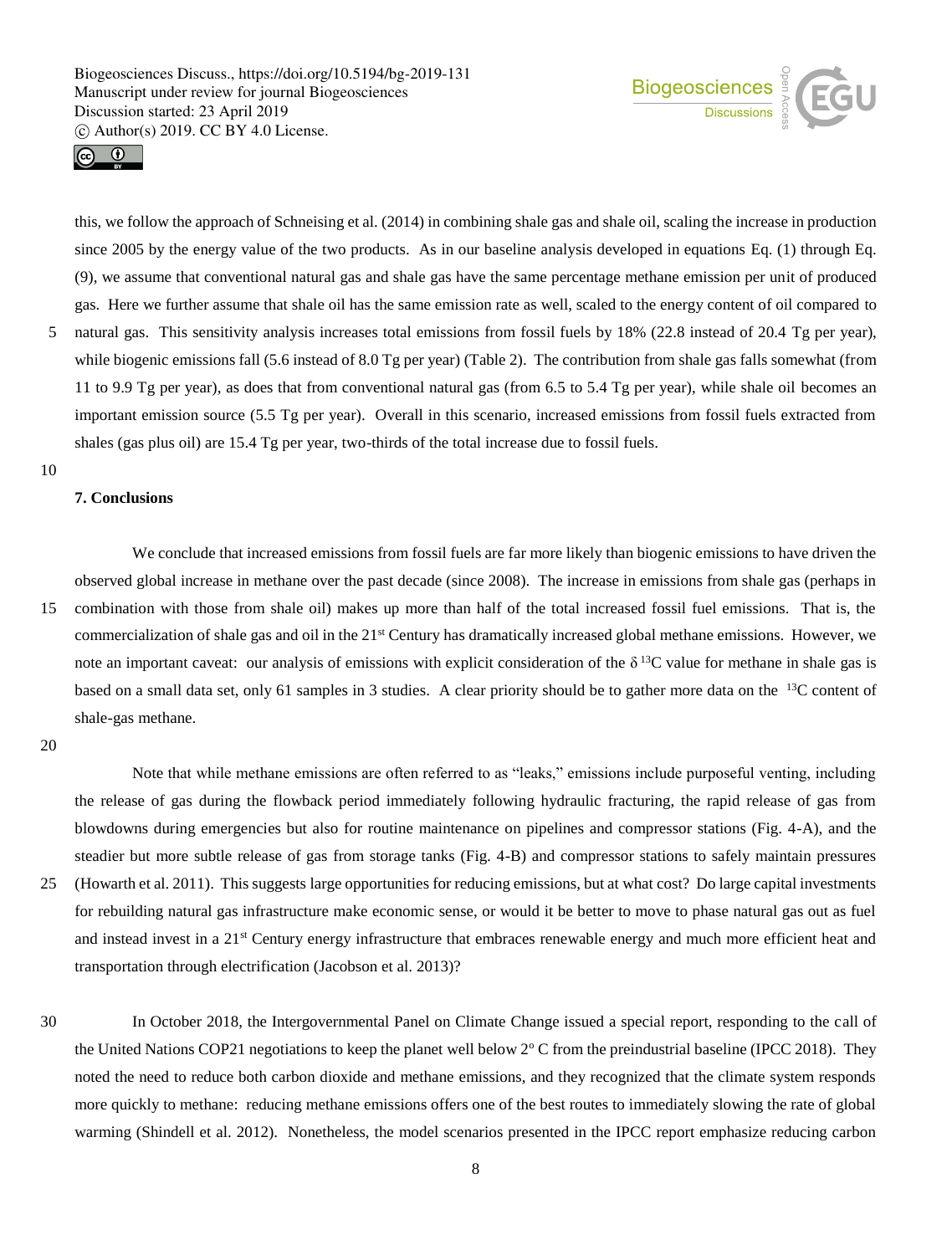this, we follow the approach of Schneising et al. (2014) in combining shale gas and shale oil, scaling the increase in production since 2005 by the energy value of the two products. As in our baseline analysis developed in equations Eq. (1) through Eq. (9), we assume that conventional natural gas and shale gas have the same percentage methane emission per unit of produced gas. Here we further assume that shale oil has the same emission rate as well, scaled to the energy content of oil compared to natural gas. This sensitivity analysis increases total emissions from fossil fuels by 18% (22.8 instead of 20.4 Tg per year), while biogenic emissions fall (5.6 instead of 8.0 Tg per year) (Table 2). The contribution from shale gas falls somewhat (from 11 to 9.9 Tg per year), as does that from conventional natural gas (from 6.5 to 5.4 Tg per year), while shale oil becomes an important emission source (5.5 Tg per year). Overall in this scenario, increased emissions from fossil fuels extracted from shales (gas plus oil) are 15.4 Tg per year, two-thirds of the total increase due to fossil fuels.

## 7. Conclusions

We conclude that increased emissions from fossil fuels are far more likely than biogenic emissions to have driven the observed global increase in methane over the past decade (since 2008). The increase in emissions from shale gas (perhaps in combination with those from shale oil) makes up more than half of the total increased fossil fuel emissions. That is, the commercialization of shale gas and oil in the 21st Century has dramatically increased global methane emissions. However, we note an important caveat: our analysis of emissions with explicit consideration of the $\delta^{13}C$ value for methane in shale gas is based on a small data set, only 61 samples in 3 studies. A clear priority should be to gather more data on the $^{13}C$ content of shale-gas methane.

Note that while methane emissions are often referred to as "leaks," emissions include purposeful venting, including the release of gas during the flowback period immediately following hydraulic fracturing, the rapid release of gas from blowdowns during emergencies but also for routine maintenance on pipelines and compressor stations (Fig. 4-A), and the steadier but more subtle release of gas from storage tanks (Fig. 4-B) and compressor stations to safely maintain pressures (Howarth et al. 2011). This suggests large opportunities for reducing emissions, but at what cost? Do large capital investments for rebuilding natural gas infrastructure make economic sense, or would it be better to move to phase natural gas out as fuel and instead invest in a 21st Century energy infrastructure that embraces renewable energy and much more efficient heat and transportation through electrification (Jacobson et al. 2013)?

In October 2018, the Intergovernmental Panel on Climate Change issued a special report, responding to the call of the United Nations COP21 negotiations to keep the planet well below 2$^{o}$ C from the preindustrial baseline (IPCC 2018). They noted the need to reduce both carbon dioxide and methane emissions, and they recognized that the climate system responds more quickly to methane: reducing methane emissions offers one of the best routes to immediately slowing the rate of global warming (Shindell et al. 2012). Nonetheless, the model scenarios presented in the IPCC report emphasize reducing carbon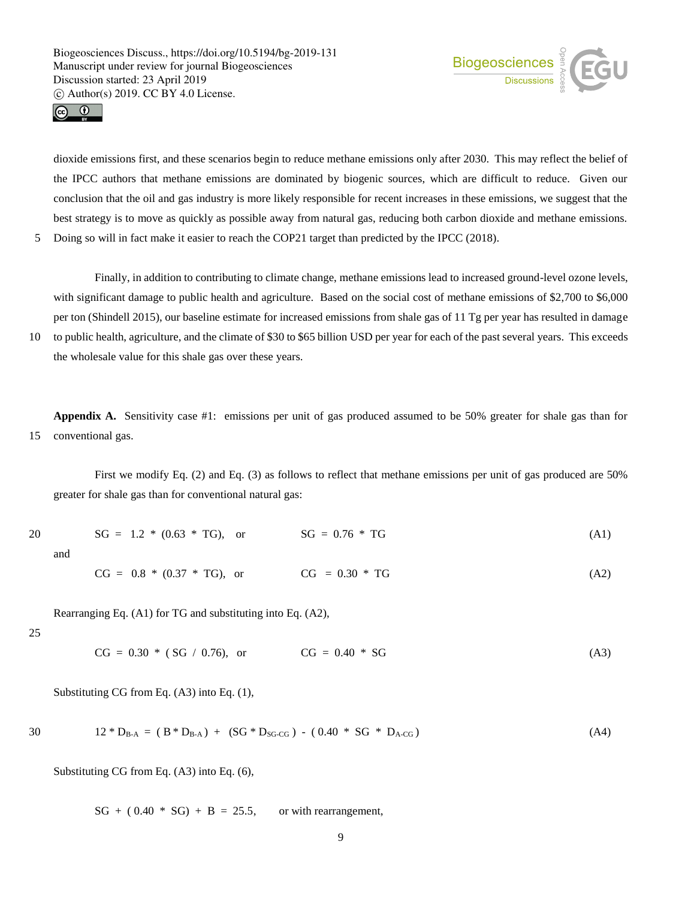dioxide emissions first, and these scenarios begin to reduce methane emissions only after 2030. This may reflect the belief of the IPCC authors that methane emissions are dominated by biogenic sources, which are difficult to reduce. Given our conclusion that the oil and gas industry is more likely responsible for recent increases in these emissions, we suggest that the best strategy is to move as quickly as possible away from natural gas, reducing both carbon dioxide and methane emissions. Doing so will in fact make it easier to reach the COP21 target than predicted by the IPCC (2018).

Finally, in addition to contributing to climate change, methane emissions lead to increased ground-level ozone levels, with significant damage to public health and agriculture. Based on the social cost of methane emissions of $2,700 to $6,000 per ton (Shindell 2015), our baseline estimate for increased emissions from shale gas of 11 Tg per year has resulted in damage to public health, agriculture, and the climate of $30 to $65 billion USD per year for each of the past several years. This exceeds the wholesale value for this shale gas over these years.

**Appendix A.** Sensitivity case #1: emissions per unit of gas produced assumed to be 50% greater for shale gas than for conventional gas.

First we modify Eq. (2) and Eq. (3) as follows to reflect that methane emissions per unit of gas produced are 50% greater for shale gas than for conventional natural gas:

$$SG = 1.2 * (0.63 * TG), \quad \text{or} \quad SG = 0.76 * TG \tag{A1}$$

and

$$CG = 0.8 * (0.37 * TG), \quad \text{or} \quad CG = 0.30 * TG \tag{A2}$$

Rearranging Eq. (A1) for TG and substituting into Eq. (A2),

$$CG = 0.30 * (SG / 0.76), \quad \text{or} \quad CG = 0.40 * SG \tag{A3}$$

Substituting CG from Eq. (A3) into Eq. (1),

$$12 * D_{B\text{-}A} = (B * D_{B\text{-}A}) + (SG * D_{SG\text{-}CG}) - (0.40 * SG * D_{A\text{-}CG}) \tag{A4}$$

Substituting CG from Eq. (A3) into Eq. (6),

$$SG + (0.40 * SG) + B = 25.5, \quad \text{or with rearrangement,}$$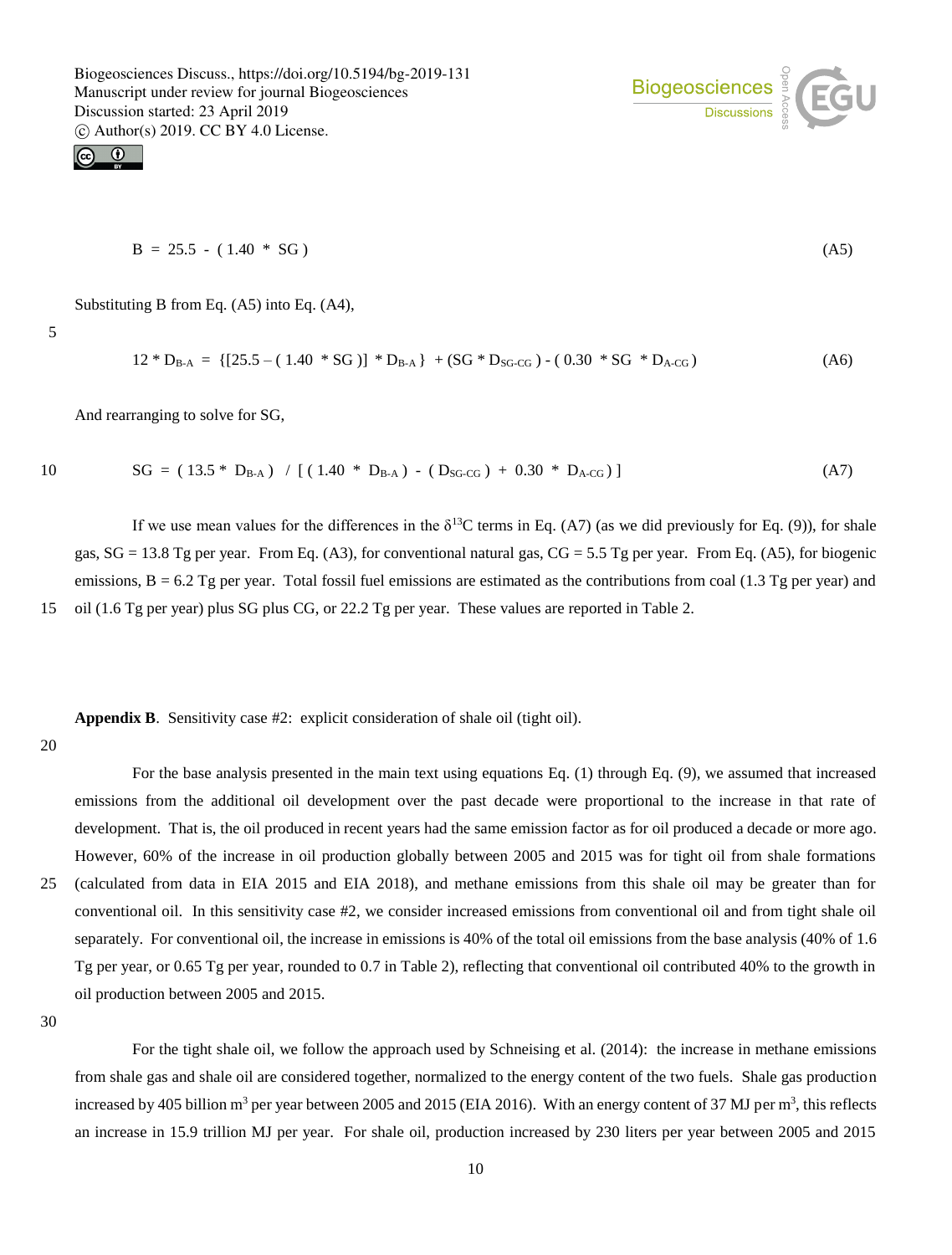$$B = 25.5 - (1.40 * SG) \tag{A5}$$

Substituting B from Eq. (A5) into Eq. (A4),

$$12 * D_{B\text{-}A} = \{[25.5 - (1.40 * SG)] * D_{B\text{-}A}\} + (SG * D_{SG\text{-}CG}) - (0.30 * SG * D_{A\text{-}CG}) \tag{A6}$$

And rearranging to solve for SG,

$$SG = (13.5 * D_{B\text{-}A}) / [(1.40 * D_{B\text{-}A}) - (D_{SG\text{-}CG}) + 0.30 * D_{A\text{-}CG})] \tag{A7}$$

If we use mean values for the differences in the $\delta^{13}C$ terms in Eq. (A7) (as we did previously for Eq. (9)), for shale gas, SG = 13.8 Tg per year. From Eq. (A3), for conventional natural gas, CG = 5.5 Tg per year. From Eq. (A5), for biogenic emissions, B = 6.2 Tg per year. Total fossil fuel emissions are estimated as the contributions from coal (1.3 Tg per year) and oil (1.6 Tg per year) plus SG plus CG, or 22.2 Tg per year. These values are reported in Table 2.

**Appendix B**. Sensitivity case #2: explicit consideration of shale oil (tight oil).

For the base analysis presented in the main text using equations Eq. (1) through Eq. (9), we assumed that increased emissions from the additional oil development over the past decade were proportional to the increase in that rate of development. That is, the oil produced in recent years had the same emission factor as for oil produced a decade or more ago. However, 60% of the increase in oil production globally between 2005 and 2015 was for tight oil from shale formations (calculated from data in EIA 2015 and EIA 2018), and methane emissions from this shale oil may be greater than for conventional oil. In this sensitivity case #2, we consider increased emissions from conventional oil and from tight shale oil separately. For conventional oil, the increase in emissions is 40% of the total oil emissions from the base analysis (40% of 1.6 Tg per year, or 0.65 Tg per year, rounded to 0.7 in Table 2), reflecting that conventional oil contributed 40% to the growth in oil production between 2005 and 2015.

For the tight shale oil, we follow the approach used by Schneising et al. (2014): the increase in methane emissions from shale gas and shale oil are considered together, normalized to the energy content of the two fuels. Shale gas production increased by 405 billion $m^3$ per year between 2005 and 2015 (EIA 2016). With an energy content of 37 MJ per $m^3$, this reflects an increase in 15.9 trillion MJ per year. For shale oil, production increased by 230 liters per year between 2005 and 2015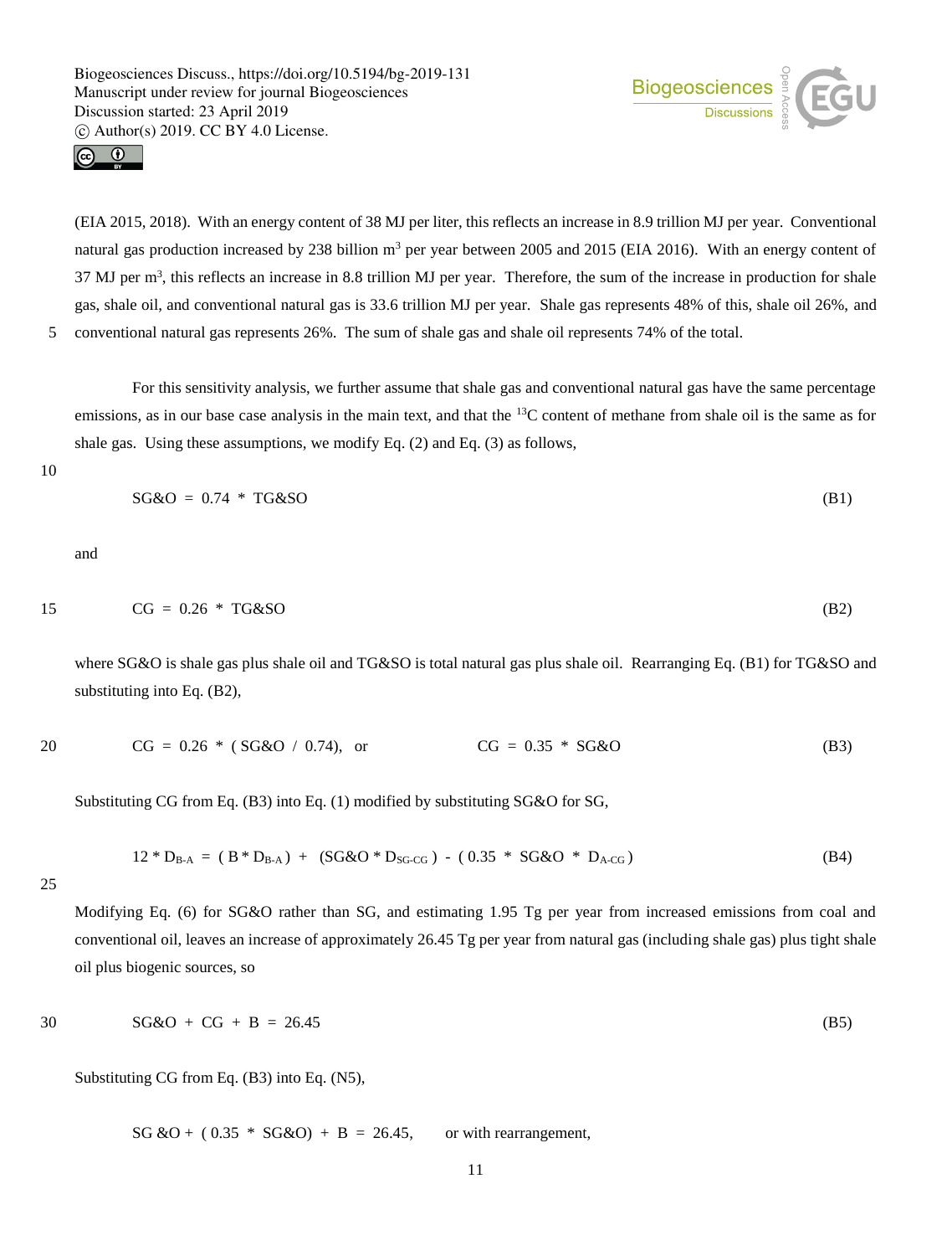(EIA 2015, 2018). With an energy content of 38 MJ per liter, this reflects an increase in 8.9 trillion MJ per year. Conventional natural gas production increased by 238 billion $m^3$ per year between 2005 and 2015 (EIA 2016). With an energy content of 37 MJ per $m^3$, this reflects an increase in 8.8 trillion MJ per year. Therefore, the sum of the increase in production for shale gas, shale oil, and conventional natural gas is 33.6 trillion MJ per year. Shale gas represents 48% of this, shale oil 26%, and conventional natural gas represents 26%. The sum of shale gas and shale oil represents 74% of the total.

For this sensitivity analysis, we further assume that shale gas and conventional natural gas have the same percentage emissions, as in our base case analysis in the main text, and that the $^{13}C$ content of methane from shale oil is the same as for shale gas. Using these assumptions, we modify Eq. (2) and Eq. (3) as follows,

$$SG\&O = 0.74 * TG\&SO \tag{B1}$$

and

$$CG = 0.26 * TG\&SO \tag{B2}$$

where SG&O is shale gas plus shale oil and TG&SO is total natural gas plus shale oil. Rearranging Eq. (B1) for TG&SO and substituting into Eq. (B2),

$$CG = 0.26 * (SG\&O / 0.74), \quad \text{or} \quad CG = 0.35 * SG\&O \tag{B3}$$

Substituting CG from Eq. (B3) into Eq. (1) modified by substituting SG&O for SG,

$$12 * D_{B\text{-}A} = (B * D_{B\text{-}A}) + (SG\&O * D_{SG\text{-}CG}) - (0.35 * SG\&O * D_{A\text{-}CG}) \tag{B4}$$

Modifying Eq. (6) for SG&O rather than SG, and estimating 1.95 Tg per year from increased emissions from coal and conventional oil, leaves an increase of approximately 26.45 Tg per year from natural gas (including shale gas) plus tight shale oil plus biogenic sources, so

$$SG\&O + CG + B = 26.45 \tag{B5}$$

Substituting CG from Eq. (B3) into Eq. (N5),

$$SG\&O + (0.35 * SG\&O) + B = 26.45, \quad \text{or with rearrangement,}$$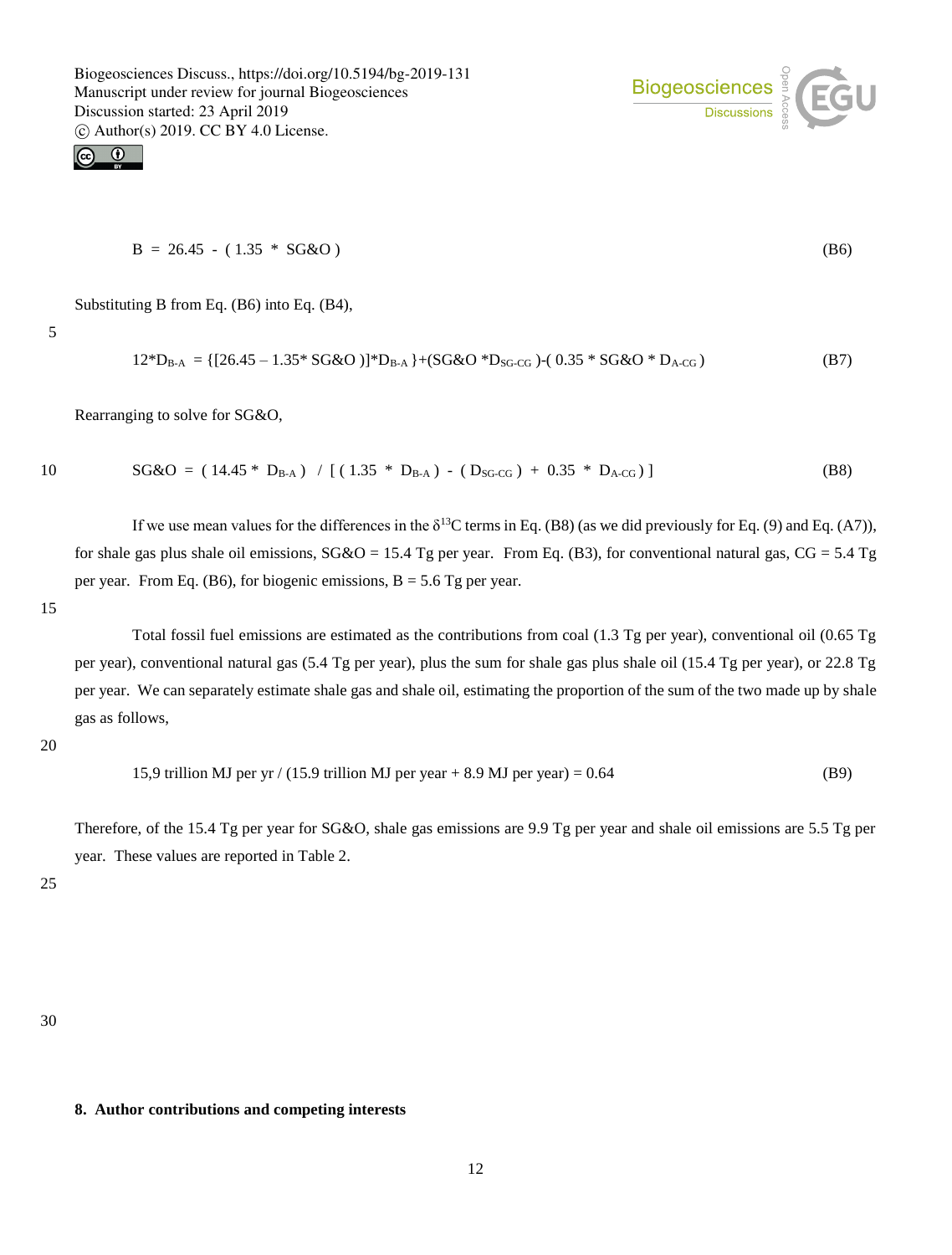$$B = 26.45 - (1.35 * SG\&O) \quad \text{(B6)}$$

Substituting B from Eq. (B6) into Eq. (B4),

$$12 * D_{B\text{-}A} = \{[26.45 - 1.35 * SG\&O]* D_{B\text{-}A}\} + (SG\&O * D_{SG\text{-}CG}) - (0.35 * SG\&O * D_{A\text{-}CG}) \quad \text{(B7)}$$

Rearranging to solve for SG&O,

$$SG\&O = (14.45 * D_{B\text{-}A}) \;/\; [(1.35 * D_{B\text{-}A}) - (D_{SG\text{-}CG}) + 0.35 * D_{A\text{-}CG}] \quad \text{(B8)}$$

If we use mean values for the differences in the $\delta^{13}C$ terms in Eq. (B8) (as we did previously for Eq. (9) and Eq. (A7)), for shale gas plus shale oil emissions, SG&O = 15.4 Tg per year. From Eq. (B3), for conventional natural gas, CG = 5.4 Tg per year. From Eq. (B6), for biogenic emissions, B = 5.6 Tg per year.

Total fossil fuel emissions are estimated as the contributions from coal (1.3 Tg per year), conventional oil (0.65 Tg per year), conventional natural gas (5.4 Tg per year), plus the sum for shale gas plus shale oil (15.4 Tg per year), or 22.8 Tg per year. We can separately estimate shale gas and shale oil, estimating the proportion of the sum of the two made up by shale gas as follows,

$$15{,}9 \text{ trillion MJ per yr} \;/\; (15.9 \text{ trillion MJ per year} + 8.9 \text{ MJ per year}) = 0.64 \quad \text{(B9)}$$

Therefore, of the 15.4 Tg per year for SG&O, shale gas emissions are 9.9 Tg per year and shale oil emissions are 5.5 Tg per year. These values are reported in Table 2.

## 8. Author contributions and competing interests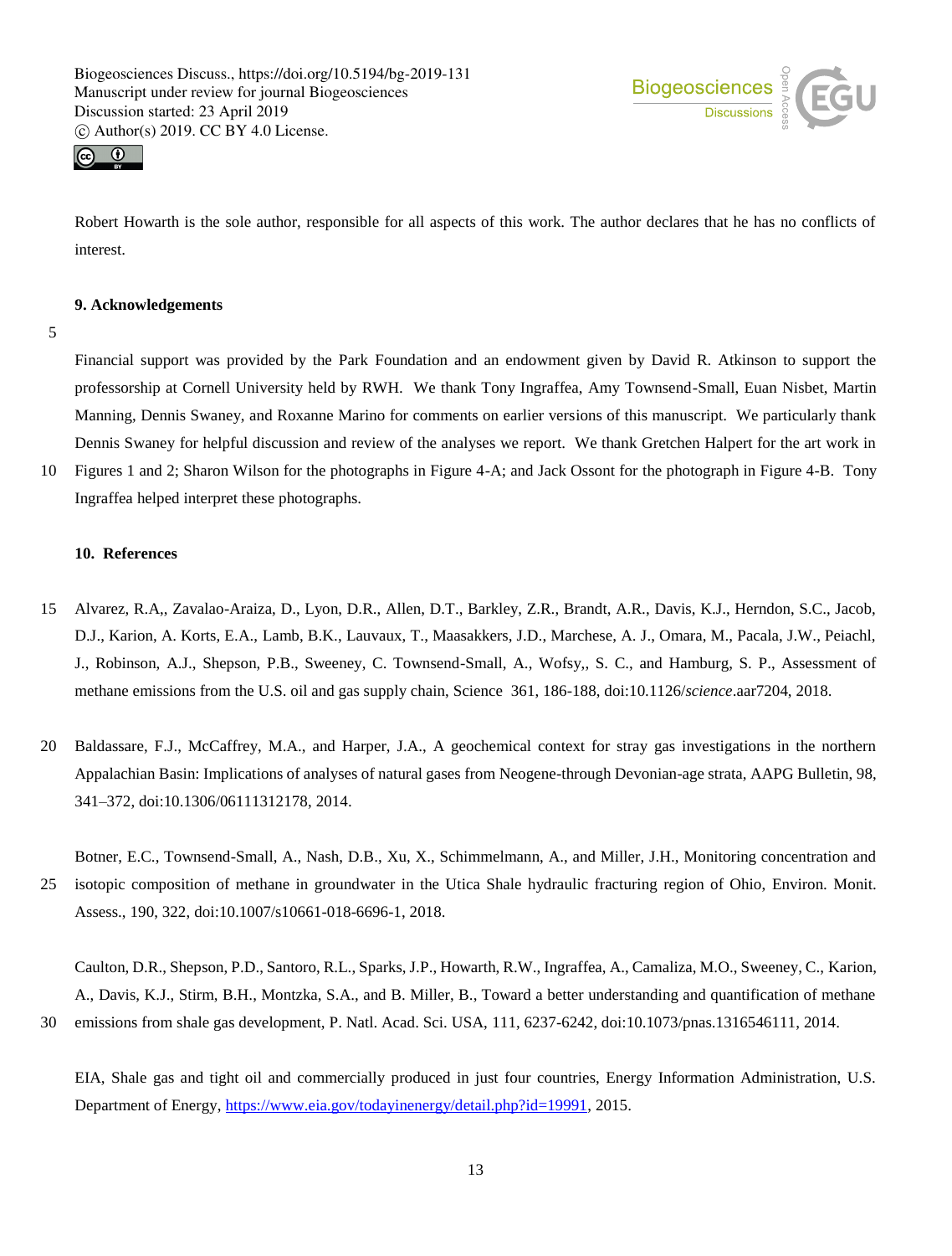Robert Howarth is the sole author, responsible for all aspects of this work. The author declares that he has no conflicts of interest.

## 9. Acknowledgements

Financial support was provided by the Park Foundation and an endowment given by David R. Atkinson to support the professorship at Cornell University held by RWH. We thank Tony Ingraffea, Amy Townsend-Small, Euan Nisbet, Martin Manning, Dennis Swaney, and Roxanne Marino for comments on earlier versions of this manuscript. We particularly thank Dennis Swaney for helpful discussion and review of the analyses we report. We thank Gretchen Halpert for the art work in Figures 1 and 2; Sharon Wilson for the photographs in Figure 4-A; and Jack Ossont for the photograph in Figure 4-B. Tony Ingraffea helped interpret these photographs.

## 10. References

Alvarez, R.A,, Zavalao-Araiza, D., Lyon, D.R., Allen, D.T., Barkley, Z.R., Brandt, A.R., Davis, K.J., Herndon, S.C., Jacob, D.J., Karion, A. Korts, E.A., Lamb, B.K., Lauvaux, T., Maasakkers, J.D., Marchese, A. J., Omara, M., Pacala, J.W., Peiachl, J., Robinson, A.J., Shepson, P.B., Sweeney, C. Townsend-Small, A., Wofsy,, S. C., and Hamburg, S. P., Assessment of methane emissions from the U.S. oil and gas supply chain, Science 361, 186-188, doi:10.1126/*science*.aar7204, 2018.

Baldassare, F.J., McCaffrey, M.A., and Harper, J.A., A geochemical context for stray gas investigations in the northern Appalachian Basin: Implications of analyses of natural gases from Neogene-through Devonian-age strata, AAPG Bulletin, 98, 341–372, doi:10.1306/06111312178, 2014.

Botner, E.C., Townsend-Small, A., Nash, D.B., Xu, X., Schimmelmann, A., and Miller, J.H., Monitoring concentration and isotopic composition of methane in groundwater in the Utica Shale hydraulic fracturing region of Ohio, Environ. Monit. Assess., 190, 322, doi:10.1007/s10661-018-6696-1, 2018.

Caulton, D.R., Shepson, P.D., Santoro, R.L., Sparks, J.P., Howarth, R.W., Ingraffea, A., Camaliza, M.O., Sweeney, C., Karion, A., Davis, K.J., Stirm, B.H., Montzka, S.A., and B. Miller, B., Toward a better understanding and quantification of methane emissions from shale gas development, P. Natl. Acad. Sci. USA, 111, 6237-6242, doi:10.1073/pnas.1316546111, 2014.

EIA, Shale gas and tight oil and commercially produced in just four countries, Energy Information Administration, U.S. Department of Energy, https://www.eia.gov/todayinenergy/detail.php?id=19991, 2015.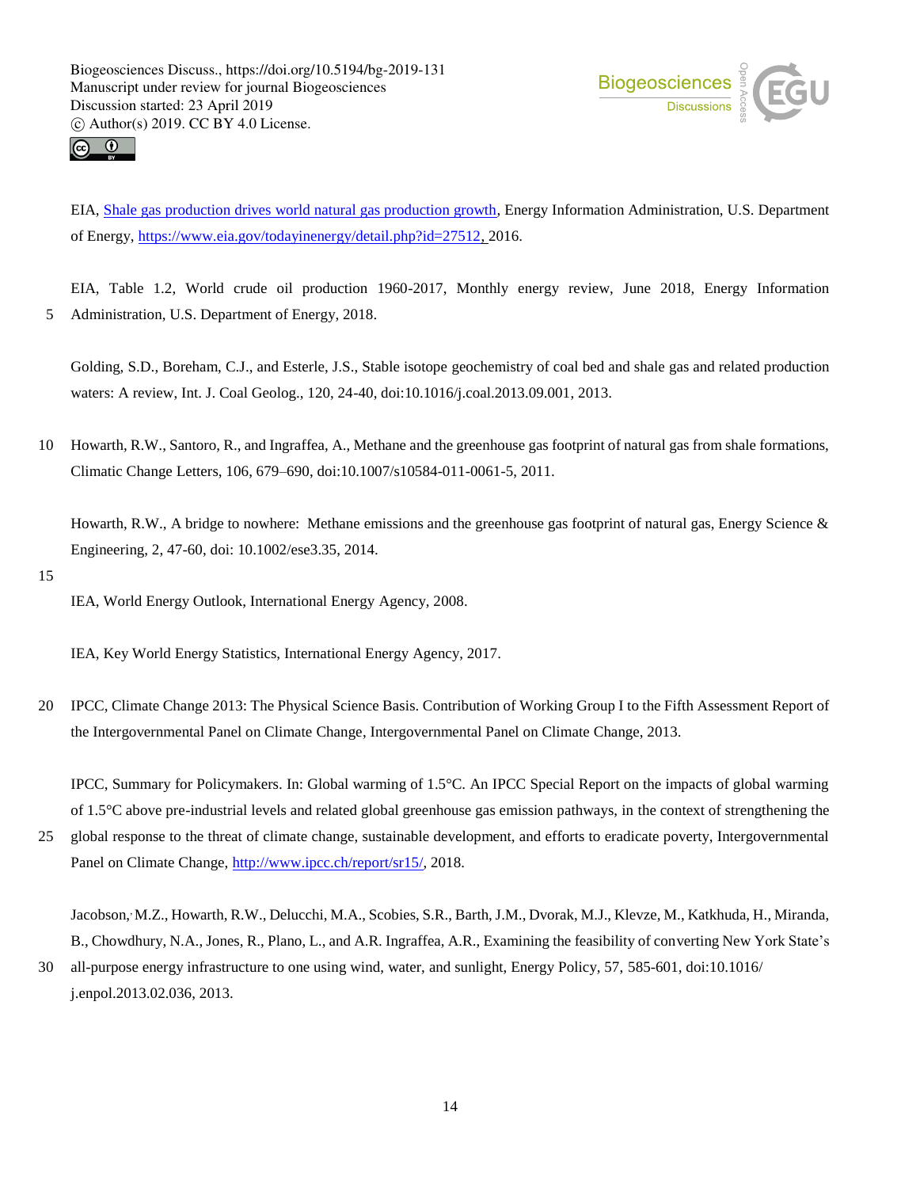EIA, [Shale gas production drives world natural gas production growth](https://www.eia.gov/todayinenergy/detail.php?id=27512), Energy Information Administration, U.S. Department of Energy, https://www.eia.gov/todayinenergy/detail.php?id=27512, 2016.

EIA, Table 1.2, World crude oil production 1960-2017, Monthly energy review, June 2018, Energy Information Administration, U.S. Department of Energy, 2018.

Golding, S.D., Boreham, C.J., and Esterle, J.S., Stable isotope geochemistry of coal bed and shale gas and related production waters: A review, Int. J. Coal Geolog., 120, 24-40, doi:10.1016/j.coal.2013.09.001, 2013.

Howarth, R.W., Santoro, R., and Ingraffea, A., Methane and the greenhouse gas footprint of natural gas from shale formations, Climatic Change Letters, 106, 679–690, doi:10.1007/s10584-011-0061-5, 2011.

Howarth, R.W., A bridge to nowhere: Methane emissions and the greenhouse gas footprint of natural gas, Energy Science & Engineering, 2, 47-60, doi: 10.1002/ese3.35, 2014.

IEA, World Energy Outlook, International Energy Agency, 2008.

IEA, Key World Energy Statistics, International Energy Agency, 2017.

IPCC, Climate Change 2013: The Physical Science Basis. Contribution of Working Group I to the Fifth Assessment Report of the Intergovernmental Panel on Climate Change, Intergovernmental Panel on Climate Change, 2013.

IPCC, Summary for Policymakers. In: Global warming of 1.5°C. An IPCC Special Report on the impacts of global warming of 1.5°C above pre-industrial levels and related global greenhouse gas emission pathways, in the context of strengthening the global response to the threat of climate change, sustainable development, and efforts to eradicate poverty, Intergovernmental Panel on Climate Change, http://www.ipcc.ch/report/sr15/, 2018.

Jacobson, M.Z., Howarth, R.W., Delucchi, M.A., Scobies, S.R., Barth, J.M., Dvorak, M.J., Klevze, M., Katkhuda, H., Miranda, B., Chowdhury, N.A., Jones, R., Plano, L., and A.R. Ingraffea, A.R., Examining the feasibility of converting New York State's all-purpose energy infrastructure to one using wind, water, and sunlight, Energy Policy, 57, 585-601, doi:10.1016/j.enpol.2013.02.036, 2013.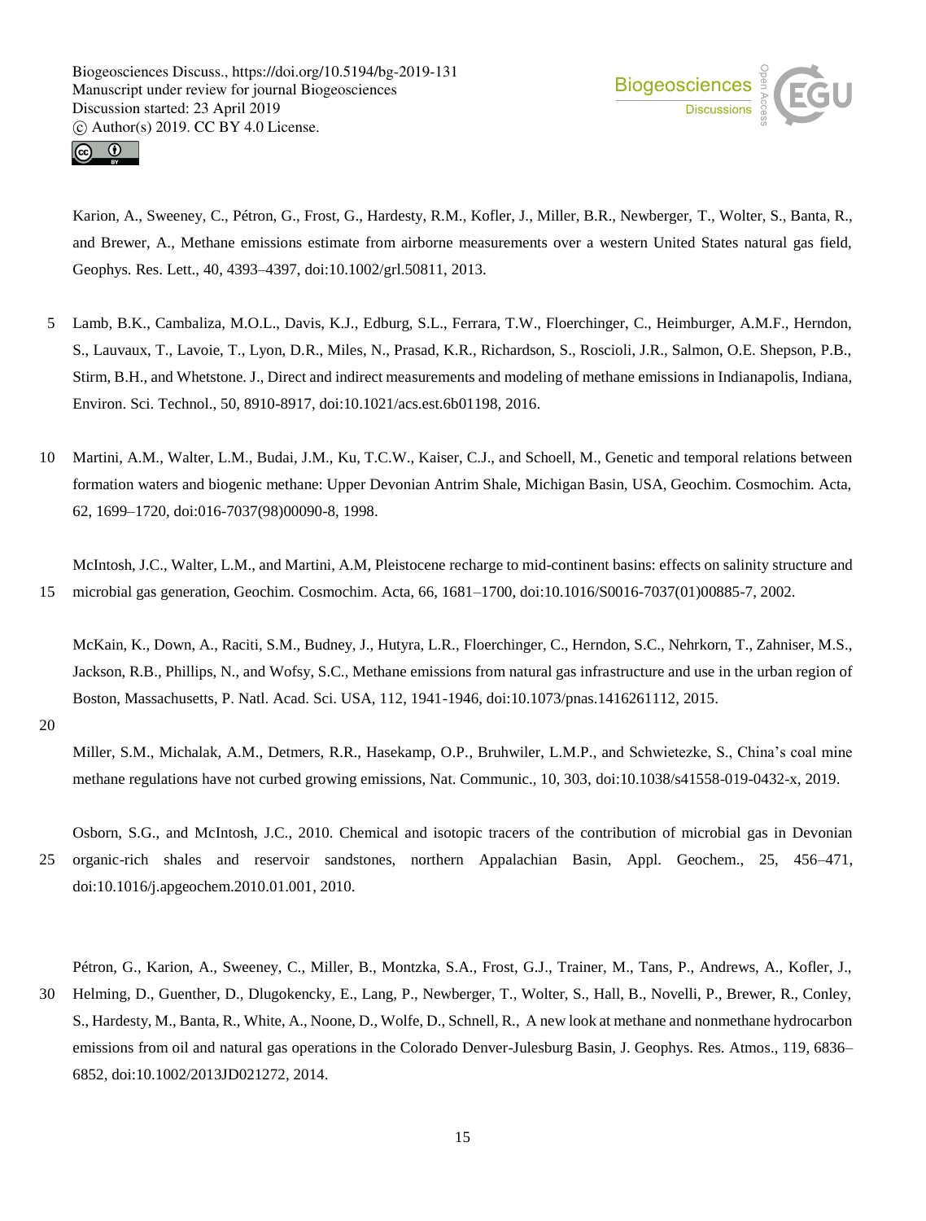Karion, A., Sweeney, C., Pétron, G., Frost, G., Hardesty, R.M., Kofler, J., Miller, B.R., Newberger, T., Wolter, S., Banta, R., and Brewer, A., Methane emissions estimate from airborne measurements over a western United States natural gas field, Geophys. Res. Lett., 40, 4393–4397, doi:10.1002/grl.50811, 2013.

Lamb, B.K., Cambaliza, M.O.L., Davis, K.J., Edburg, S.L., Ferrara, T.W., Floerchinger, C., Heimburger, A.M.F., Herndon, S., Lauvaux, T., Lavoie, T., Lyon, D.R., Miles, N., Prasad, K.R., Richardson, S., Roscioli, J.R., Salmon, O.E. Shepson, P.B., Stirm, B.H., and Whetstone. J., Direct and indirect measurements and modeling of methane emissions in Indianapolis, Indiana, Environ. Sci. Technol., 50, 8910-8917, doi:10.1021/acs.est.6b01198, 2016.

Martini, A.M., Walter, L.M., Budai, J.M., Ku, T.C.W., Kaiser, C.J., and Schoell, M., Genetic and temporal relations between formation waters and biogenic methane: Upper Devonian Antrim Shale, Michigan Basin, USA, Geochim. Cosmochim. Acta, 62, 1699–1720, doi:016-7037(98)00090-8, 1998.

McIntosh, J.C., Walter, L.M., and Martini, A.M, Pleistocene recharge to mid-continent basins: effects on salinity structure and microbial gas generation, Geochim. Cosmochim. Acta, 66, 1681–1700, doi:10.1016/S0016-7037(01)00885-7, 2002.

McKain, K., Down, A., Raciti, S.M., Budney, J., Hutyra, L.R., Floerchinger, C., Herndon, S.C., Nehrkorn, T., Zahniser, M.S., Jackson, R.B., Phillips, N., and Wofsy, S.C., Methane emissions from natural gas infrastructure and use in the urban region of Boston, Massachusetts, P. Natl. Acad. Sci. USA, 112, 1941-1946, doi:10.1073/pnas.1416261112, 2015.

Miller, S.M., Michalak, A.M., Detmers, R.R., Hasekamp, O.P., Bruhwiler, L.M.P., and Schwietezke, S., China's coal mine methane regulations have not curbed growing emissions, Nat. Communic., 10, 303, doi:10.1038/s41558-019-0432-x, 2019.

Osborn, S.G., and McIntosh, J.C., 2010. Chemical and isotopic tracers of the contribution of microbial gas in Devonian organic-rich shales and reservoir sandstones, northern Appalachian Basin, Appl. Geochem., 25, 456–471, doi:10.1016/j.apgeochem.2010.01.001, 2010.

Pétron, G., Karion, A., Sweeney, C., Miller, B., Montzka, S.A., Frost, G.J., Trainer, M., Tans, P., Andrews, A., Kofler, J., Helming, D., Guenther, D., Dlugokencky, E., Lang, P., Newberger, T., Wolter, S., Hall, B., Novelli, P., Brewer, R., Conley, S., Hardesty, M., Banta, R., White, A., Noone, D., Wolfe, D., Schnell, R., A new look at methane and nonmethane hydrocarbon emissions from oil and natural gas operations in the Colorado Denver-Julesburg Basin, J. Geophys. Res. Atmos., 119, 6836–6852, doi:10.1002/2013JD021272, 2014.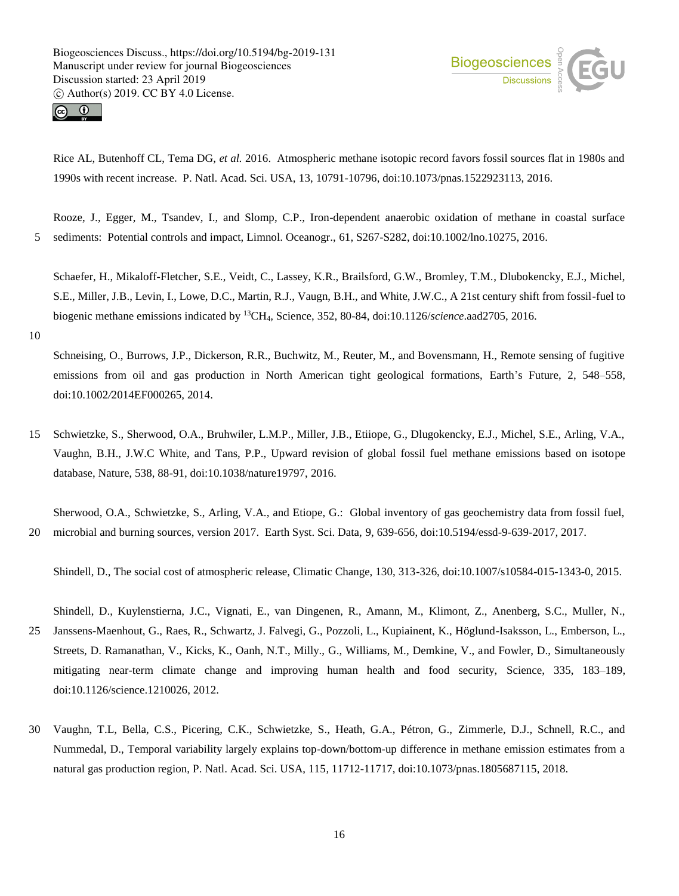Rice AL, Butenhoff CL, Tema DG, *et al.* 2016. Atmospheric methane isotopic record favors fossil sources flat in 1980s and 1990s with recent increase. P. Natl. Acad. Sci. USA, 13, 10791-10796, doi:10.1073/pnas.1522923113, 2016.

Rooze, J., Egger, M., Tsandev, I., and Slomp, C.P., Iron-dependent anaerobic oxidation of methane in coastal surface sediments: Potential controls and impact, Limnol. Oceanogr., 61, S267-S282, doi:10.1002/lno.10275, 2016.

Schaefer, H., Mikaloff-Fletcher, S.E., Veidt, C., Lassey, K.R., Brailsford, G.W., Bromley, T.M., Dlubokencky, E.J., Michel, S.E., Miller, J.B., Levin, I., Lowe, D.C., Martin, R.J., Vaugn, B.H., and White, J.W.C., A 21st century shift from fossil-fuel to biogenic methane emissions indicated by $^{13}CH_4$, Science, 352, 80-84, doi:10.1126/*science*.aad2705, 2016.

Schneising, O., Burrows, J.P., Dickerson, R.R., Buchwitz, M., Reuter, M., and Bovensmann, H., Remote sensing of fugitive emissions from oil and gas production in North American tight geological formations, Earth's Future, 2, 548–558, doi:10.1002/2014EF000265, 2014.

Schwietzke, S., Sherwood, O.A., Bruhwiler, L.M.P., Miller, J.B., Etiiope, G., Dlugokencky, E.J., Michel, S.E., Arling, V.A., Vaughn, B.H., J.W.C White, and Tans, P.P., Upward revision of global fossil fuel methane emissions based on isotope database, Nature, 538, 88-91, doi:10.1038/nature19797, 2016.

Sherwood, O.A., Schwietzke, S., Arling, V.A., and Etiope, G.: Global inventory of gas geochemistry data from fossil fuel, microbial and burning sources, version 2017. Earth Syst. Sci. Data, 9, 639-656, doi:10.5194/essd-9-639-2017, 2017.

Shindell, D., The social cost of atmospheric release, Climatic Change, 130, 313-326, doi:10.1007/s10584-015-1343-0, 2015.

Shindell, D., Kuylenstierna, J.C., Vignati, E., van Dingenen, R., Amann, M., Klimont, Z., Anenberg, S.C., Muller, N., Janssens-Maenhout, G., Raes, R., Schwartz, J. Falvegi, G., Pozzoli, L., Kupiainent, K., Höglund-Isaksson, L., Emberson, L., Streets, D. Ramanathan, V., Kicks, K., Oanh, N.T., Milly., G., Williams, M., Demkine, V., and Fowler, D., Simultaneously mitigating near-term climate change and improving human health and food security, Science, 335, 183–189, doi:10.1126/science.1210026, 2012.

Vaughn, T.L, Bella, C.S., Picering, C.K., Schwietzke, S., Heath, G.A., Pétron, G., Zimmerle, D.J., Schnell, R.C., and Nummedal, D., Temporal variability largely explains top-down/bottom-up difference in methane emission estimates from a natural gas production region, P. Natl. Acad. Sci. USA, 115, 11712-11717, doi:10.1073/pnas.1805687115, 2018.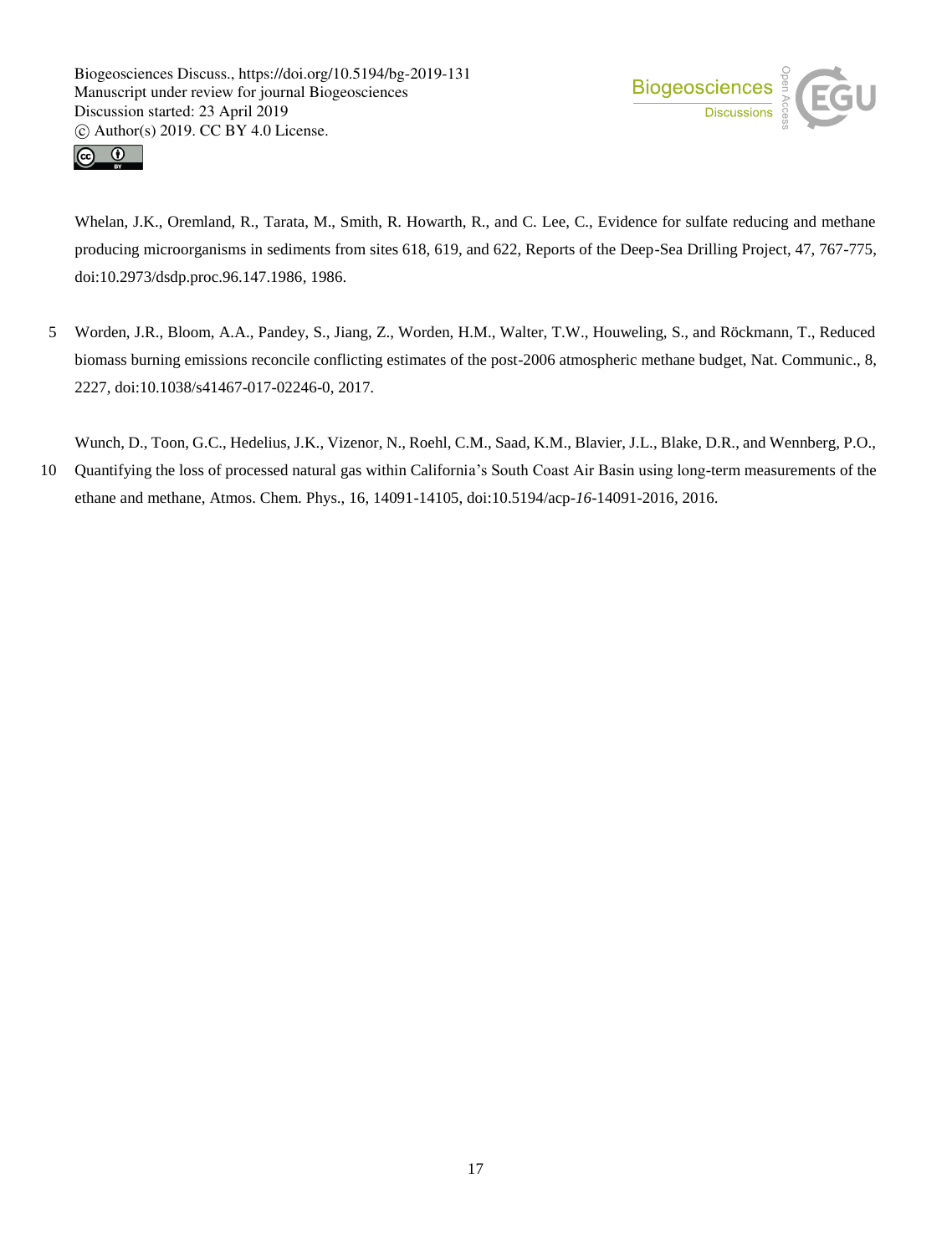Whelan, J.K., Oremland, R., Tarata, M., Smith, R. Howarth, R., and C. Lee, C., Evidence for sulfate reducing and methane producing microorganisms in sediments from sites 618, 619, and 622, Reports of the Deep-Sea Drilling Project, 47, 767-775, doi:10.2973/dsdp.proc.96.147.1986, 1986.

Worden, J.R., Bloom, A.A., Pandey, S., Jiang, Z., Worden, H.M., Walter, T.W., Houweling, S., and Röckmann, T., Reduced biomass burning emissions reconcile conflicting estimates of the post-2006 atmospheric methane budget, Nat. Communic., 8, 2227, doi:10.1038/s41467-017-02246-0, 2017.

Wunch, D., Toon, G.C., Hedelius, J.K., Vizenor, N., Roehl, C.M., Saad, K.M., Blavier, J.L., Blake, D.R., and Wennberg, P.O., Quantifying the loss of processed natural gas within California's South Coast Air Basin using long-term measurements of the ethane and methane, Atmos. Chem. Phys., 16, 14091-14105, doi:10.5194/acp-*16*-14091-2016, 2016.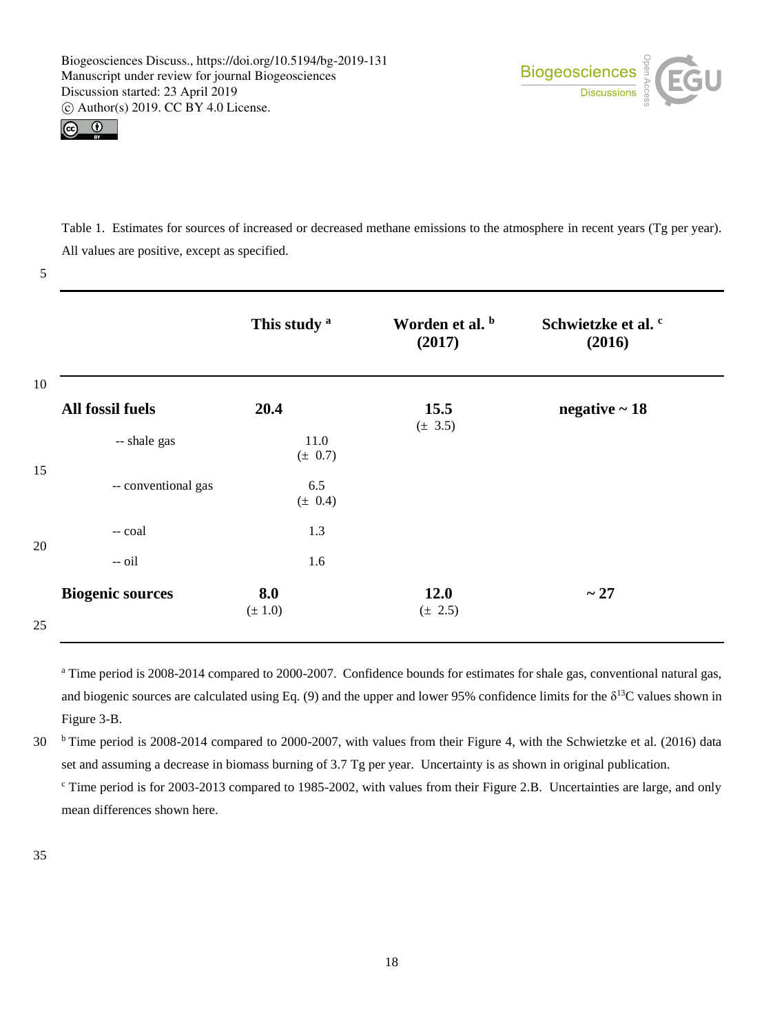Table 1. Estimates for sources of increased or decreased methane emissions to the atmosphere in recent years (Tg per year). All values are positive, except as specified.

| | This study [a] | Worden et al. [b] (2017) | Schwietzke et al. [c] (2016) |
|---|---|---|---|
| **All fossil fuels** | **20.4** | **15.5** (± 3.5) | **negative ~ 18** |
| -- shale gas | 11.0 (± 0.7) | | |
| -- conventional gas | 6.5 (± 0.4) | | |
| -- coal | 1.3 | | |
| -- oil | 1.6 | | |
| **Biogenic sources** | **8.0** (± 1.0) | **12.0** (± 2.5) | **~ 27** |

[a] Time period is 2008-2014 compared to 2000-2007. Confidence bounds for estimates for shale gas, conventional natural gas, and biogenic sources are calculated using Eq. (9) and the upper and lower 95% confidence limits for the $\delta^{13}C$ values shown in Figure 3-B.

[b] Time period is 2008-2014 compared to 2000-2007, with values from their Figure 4, with the Schwietzke et al. (2016) data set and assuming a decrease in biomass burning of 3.7 Tg per year. Uncertainty is as shown in original publication.

[c] Time period is for 2003-2013 compared to 1985-2002, with values from their Figure 2.B. Uncertainties are large, and only mean differences shown here.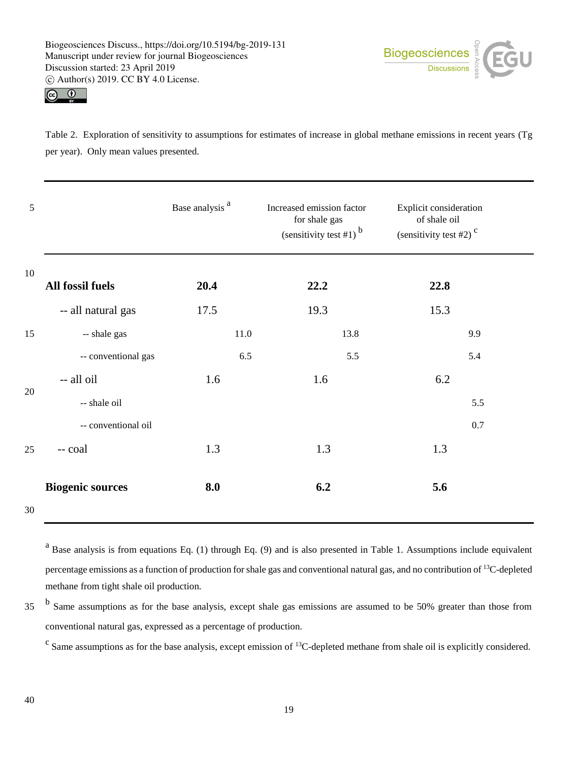Table 2. Exploration of sensitivity to assumptions for estimates of increase in global methane emissions in recent years (Tg per year). Only mean values presented.

| | Base analysis [a] | Increased emission factor for shale gas (sensitivity test #1) [b] | Explicit consideration of shale oil (sensitivity test #2) [c] |
|---|---|---|---|
| **All fossil fuels** | **20.4** | **22.2** | **22.8** |
| -- all natural gas | 17.5 | 19.3 | 15.3 |
| -- shale gas | 11.0 | 13.8 | 9.9 |
| -- conventional gas | 6.5 | 5.5 | 5.4 |
| -- all oil | 1.6 | 1.6 | 6.2 |
| -- shale oil | | | 5.5 |
| -- conventional oil | | | 0.7 |
| -- coal | 1.3 | 1.3 | 1.3 |
| **Biogenic sources** | **8.0** | **6.2** | **5.6** |

[a] Base analysis is from equations Eq. (1) through Eq. (9) and is also presented in Table 1. Assumptions include equivalent percentage emissions as a function of production for shale gas and conventional natural gas, and no contribution of $^{13}C$-depleted methane from tight shale oil production.

[b] Same assumptions as for the base analysis, except shale gas emissions are assumed to be 50% greater than those from conventional natural gas, expressed as a percentage of production.

[c] Same assumptions as for the base analysis, except emission of $^{13}C$-depleted methane from shale oil is explicitly considered.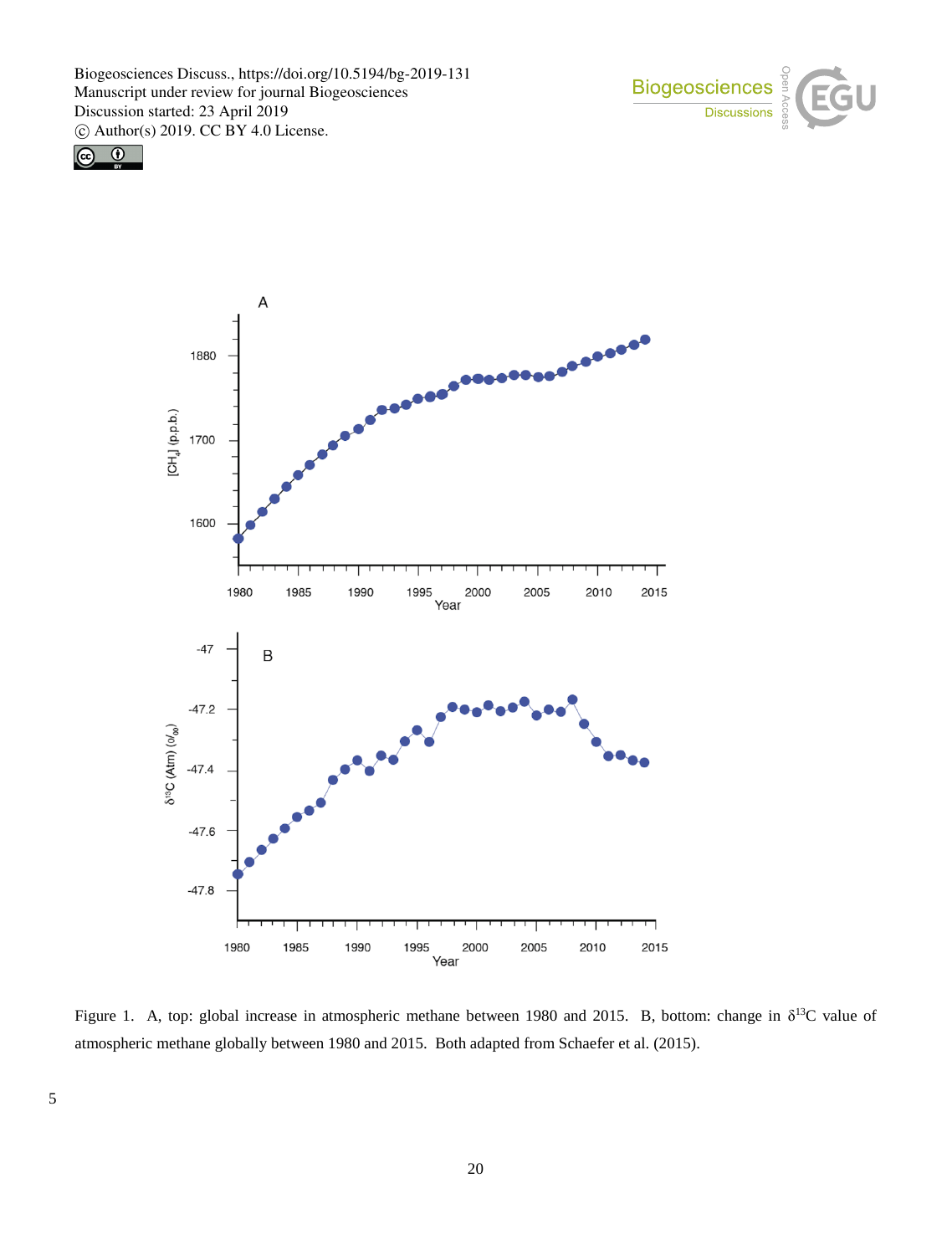Figure 1. A, top: global increase in atmospheric methane between 1980 and 2015. B, bottom: change in $\delta^{13}C$ value of atmospheric methane globally between 1980 and 2015. Both adapted from Schaefer et al. (2015).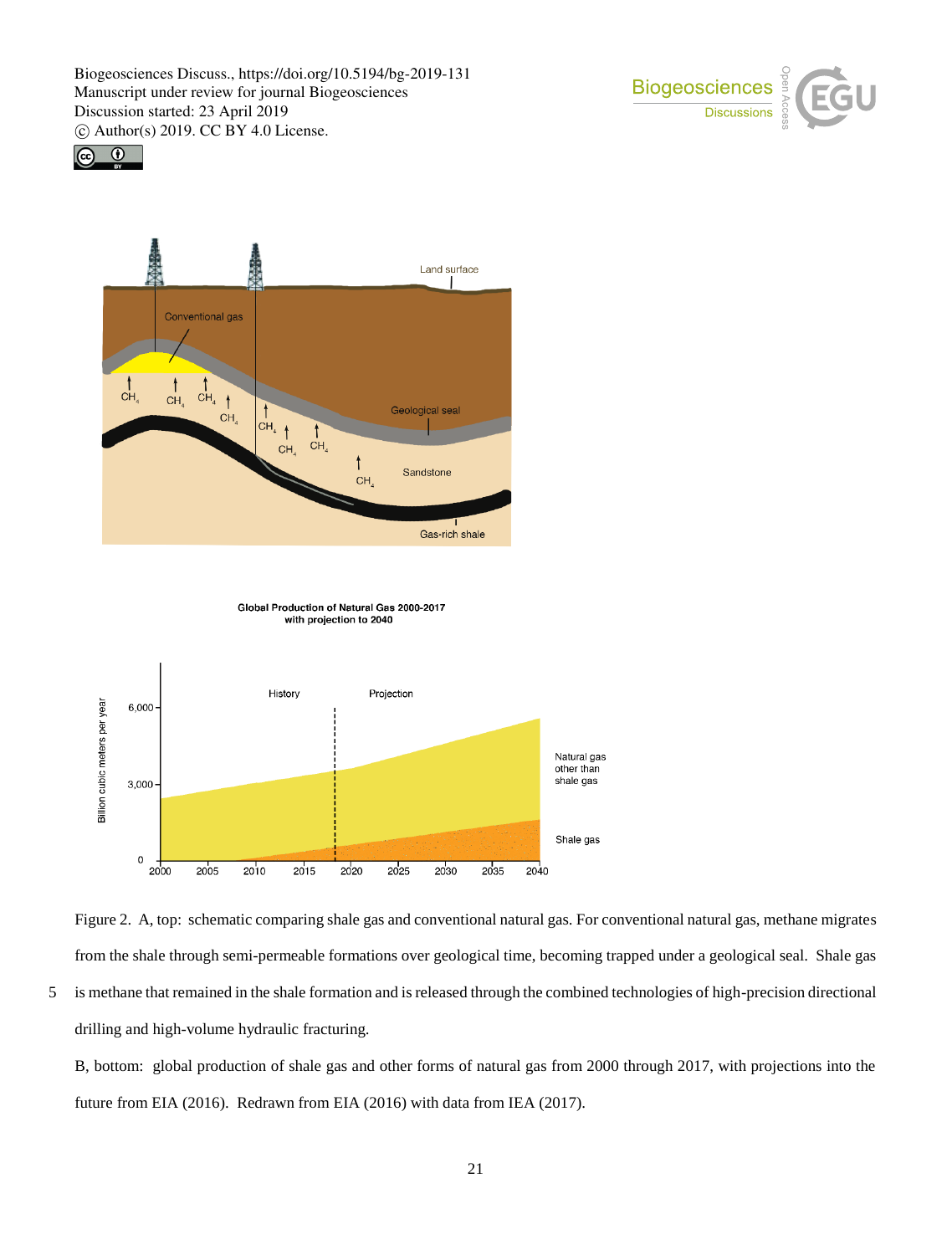Figure 2. A, top: schematic comparing shale gas and conventional natural gas. For conventional natural gas, methane migrates from the shale through semi-permeable formations over geological time, becoming trapped under a geological seal. Shale gas is methane that remained in the shale formation and is released through the combined technologies of high-precision directional drilling and high-volume hydraulic fracturing.

B, bottom: global production of shale gas and other forms of natural gas from 2000 through 2017, with projections into the future from EIA (2016). Redrawn from EIA (2016) with data from IEA (2017).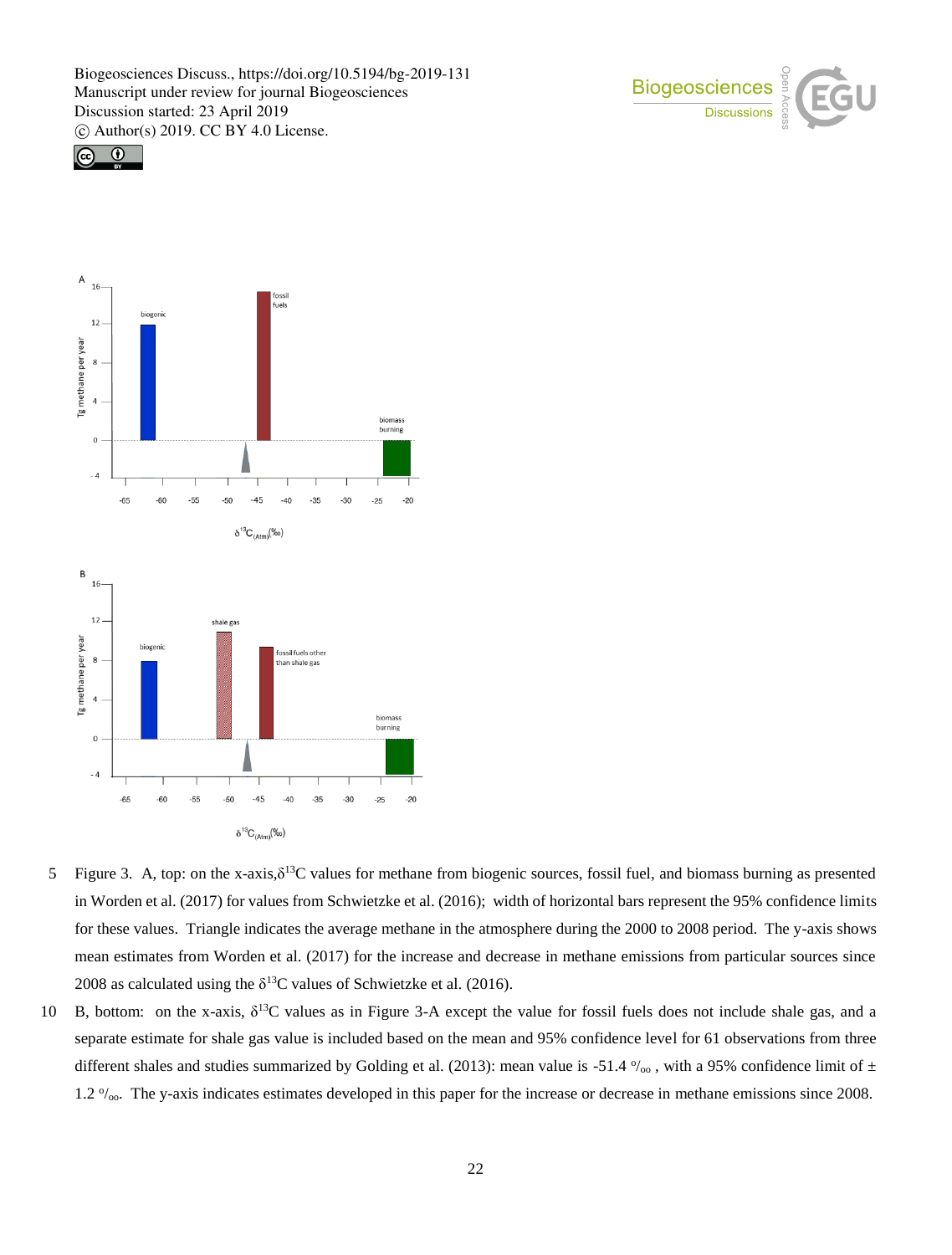Figure 3. A, top: on the x-axis, $\delta^{13}C$ values for methane from biogenic sources, fossil fuel, and biomass burning as presented in Worden et al. (2017) for values from Schwietzke et al. (2016); width of horizontal bars represent the 95% confidence limits for these values. Triangle indicates the average methane in the atmosphere during the 2000 to 2008 period. The y-axis shows mean estimates from Worden et al. (2017) for the increase and decrease in methane emissions from particular sources since 2008 as calculated using the $\delta^{13}C$ values of Schwietzke et al. (2016).

B, bottom: on the x-axis, $\delta^{13}C$ values as in Figure 3-A except the value for fossil fuels does not include shale gas, and a separate estimate for shale gas value is included based on the mean and 95% confidence level for 61 observations from three different shales and studies summarized by Golding et al. (2013): mean value is -51.4 ‰, with a 95% confidence limit of ± 1.2 ‰. The y-axis indicates estimates developed in this paper for the increase or decrease in methane emissions since 2008.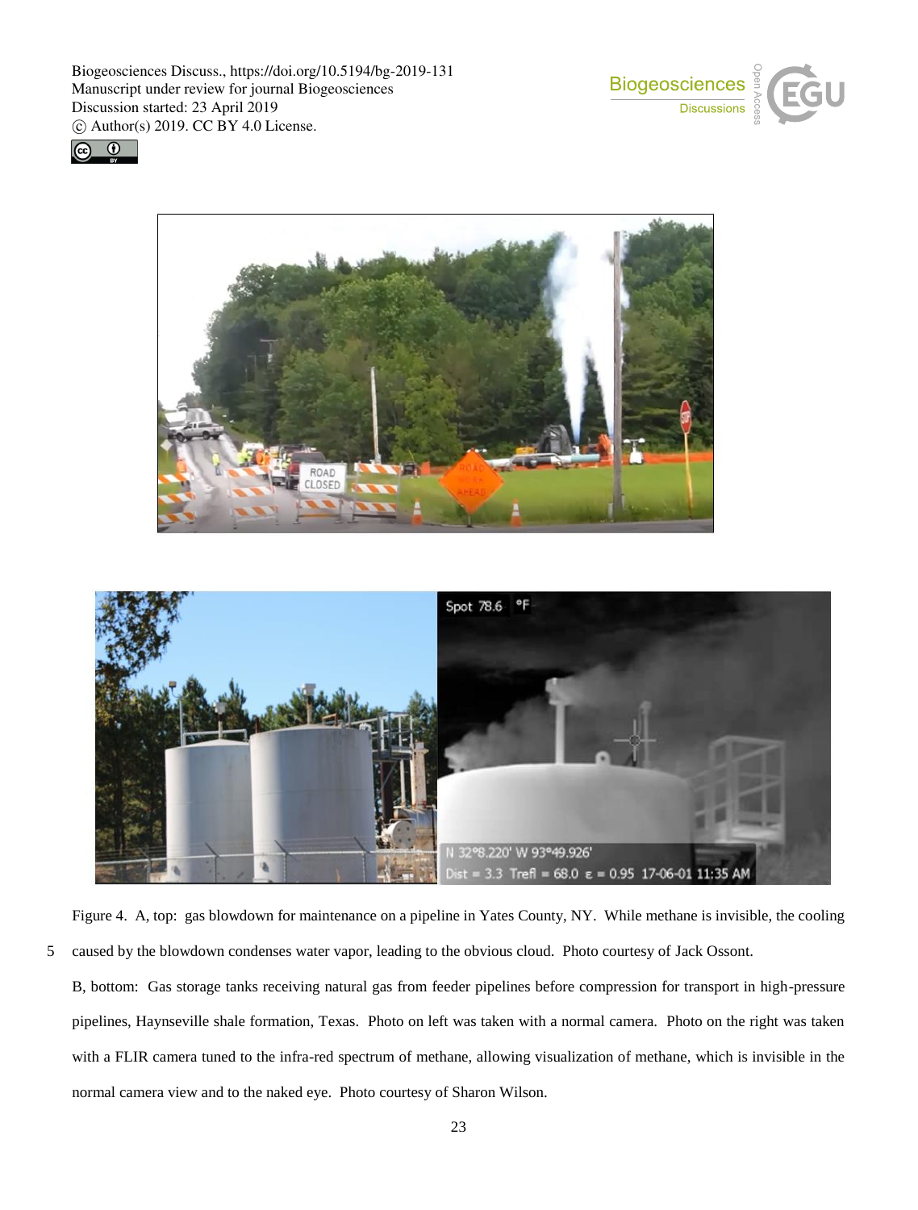Figure 4. A, top: gas blowdown for maintenance on a pipeline in Yates County, NY. While methane is invisible, the cooling caused by the blowdown condenses water vapor, leading to the obvious cloud. Photo courtesy of Jack Ossont.

B, bottom: Gas storage tanks receiving natural gas from feeder pipelines before compression for transport in high-pressure pipelines, Haynseville shale formation, Texas. Photo on left was taken with a normal camera. Photo on the right was taken with a FLIR camera tuned to the infra-red spectrum of methane, allowing visualization of methane, which is invisible in the normal camera view and to the naked eye. Photo courtesy of Sharon Wilson.